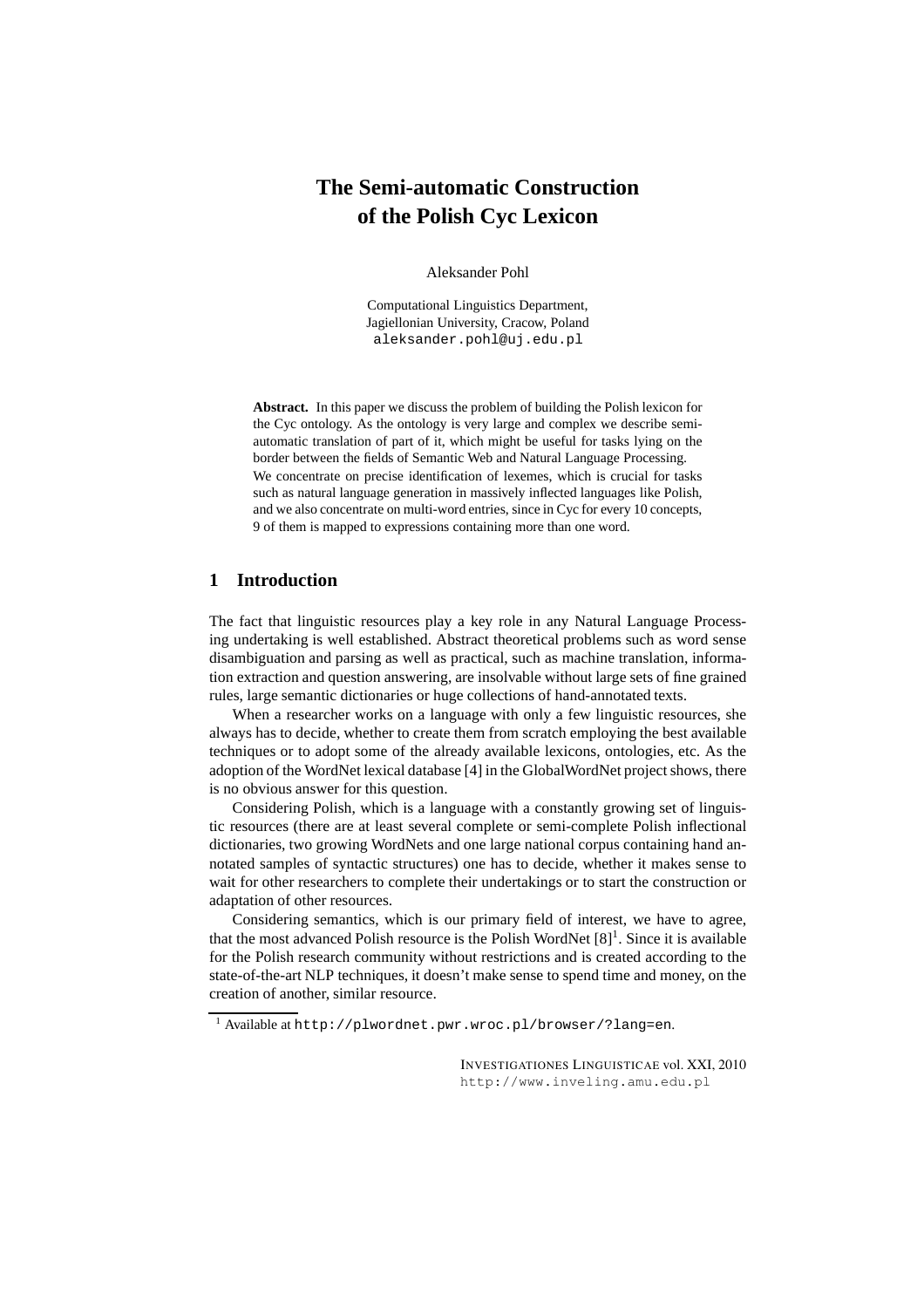# The Semi-automatic Construction of the Polish Cyc Lexicon

Aleksander Pohl

Computational Linguistics Department,
Jagiellonian University, Cracow, Poland
aleksander.pohl@uj.edu.pl

**Abstract.** In this paper we discuss the problem of building the Polish lexicon for the Cyc ontology. As the ontology is very large and complex we describe semi-automatic translation of part of it, which might be useful for tasks lying on the border between the fields of Semantic Web and Natural Language Processing. We concentrate on precise identification of lexemes, which is crucial for tasks such as natural language generation in massively inflected languages like Polish, and we also concentrate on multi-word entries, since in Cyc for every 10 concepts, 9 of them is mapped to expressions containing more than one word.

## 1 Introduction

The fact that linguistic resources play a key role in any Natural Language Processing undertaking is well established. Abstract theoretical problems such as word sense disambiguation and parsing as well as practical, such as machine translation, information extraction and question answering, are insolvable without large sets of fine grained rules, large semantic dictionaries or huge collections of hand-annotated texts.

When a researcher works on a language with only a few linguistic resources, she always has to decide, whether to create them from scratch employing the best available techniques or to adopt some of the already available lexicons, ontologies, etc. As the adoption of the WordNet lexical database [4] in the GlobalWordNet project shows, there is no obvious answer for this question.

Considering Polish, which is a language with a constantly growing set of linguistic resources (there are at least several complete or semi-complete Polish inflectional dictionaries, two growing WordNets and one large national corpus containing hand annotated samples of syntactic structures) one has to decide, whether it makes sense to wait for other researchers to complete their undertakings or to start the construction or adaptation of other resources.

Considering semantics, which is our primary field of interest, we have to agree, that the most advanced Polish resource is the Polish WordNet [8][1]. Since it is available for the Polish research community without restrictions and is created according to the state-of-the-art NLP techniques, it doesn't make sense to spend time and money, on the creation of another, similar resource.

[1] Available at http://plwordnet.pwr.wroc.pl/browser/?lang=en.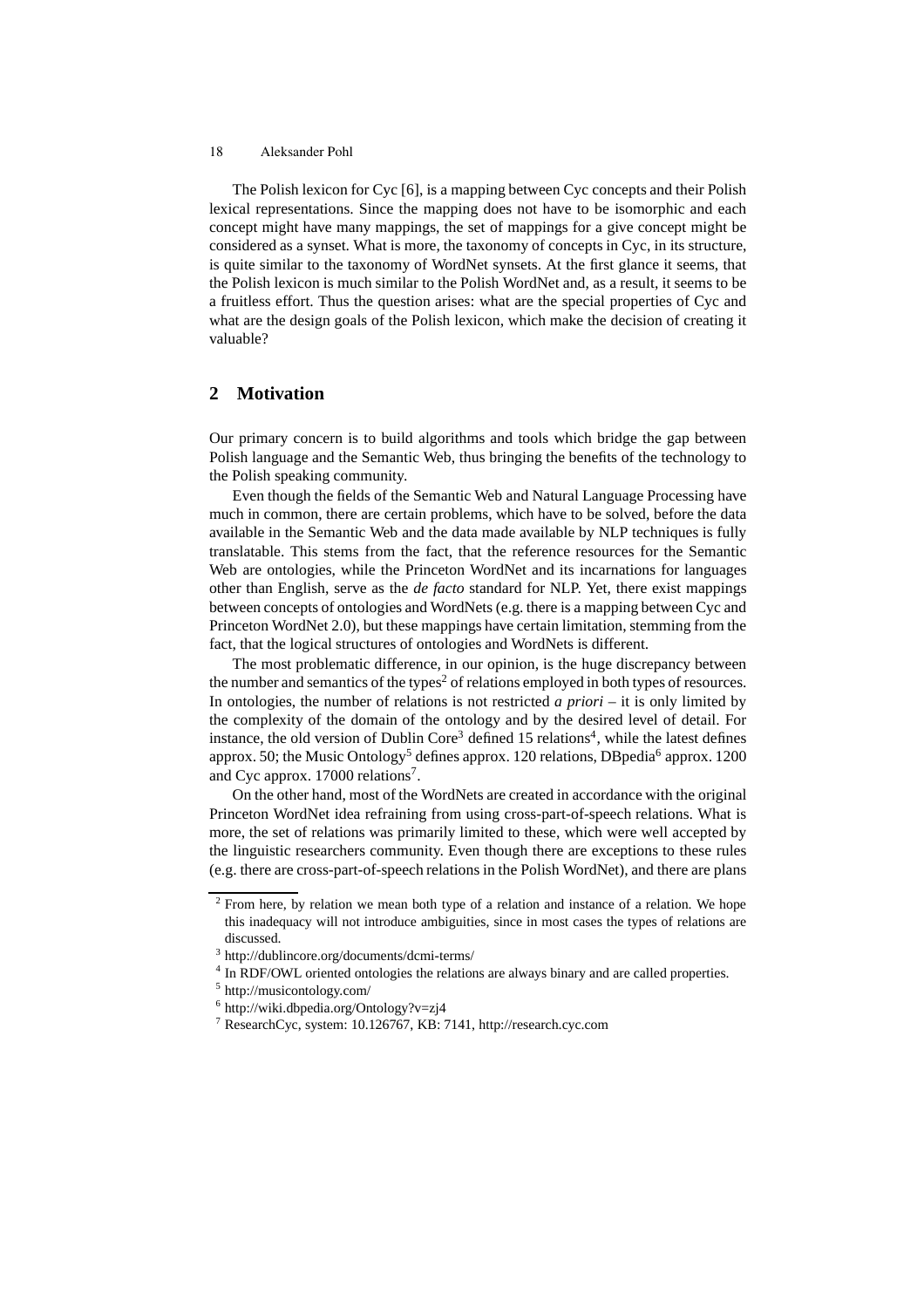The Polish lexicon for Cyc [6], is a mapping between Cyc concepts and their Polish lexical representations. Since the mapping does not have to be isomorphic and each concept might have many mappings, the set of mappings for a give concept might be considered as a synset. What is more, the taxonomy of concepts in Cyc, in its structure, is quite similar to the taxonomy of WordNet synsets. At the first glance it seems, that the Polish lexicon is much similar to the Polish WordNet and, as a result, it seems to be a fruitless effort. Thus the question arises: what are the special properties of Cyc and what are the design goals of the Polish lexicon, which make the decision of creating it valuable?

## 2 Motivation

Our primary concern is to build algorithms and tools which bridge the gap between Polish language and the Semantic Web, thus bringing the benefits of the technology to the Polish speaking community.

Even though the fields of the Semantic Web and Natural Language Processing have much in common, there are certain problems, which have to be solved, before the data available in the Semantic Web and the data made available by NLP techniques is fully translatable. This stems from the fact, that the reference resources for the Semantic Web are ontologies, while the Princeton WordNet and its incarnations for languages other than English, serve as the *de facto* standard for NLP. Yet, there exist mappings between concepts of ontologies and WordNets (e.g. there is a mapping between Cyc and Princeton WordNet 2.0), but these mappings have certain limitation, stemming from the fact, that the logical structures of ontologies and WordNets is different.

The most problematic difference, in our opinion, is the huge discrepancy between the number and semantics of the types[2] of relations employed in both types of resources. In ontologies, the number of relations is not restricted *a priori* – it is only limited by the complexity of the domain of the ontology and by the desired level of detail. For instance, the old version of Dublin Core[3] defined 15 relations[4], while the latest defines approx. 50; the Music Ontology[5] defines approx. 120 relations, DBpedia[6] approx. 1200 and Cyc approx. 17000 relations[7].

On the other hand, most of the WordNets are created in accordance with the original Princeton WordNet idea refraining from using cross-part-of-speech relations. What is more, the set of relations was primarily limited to these, which were well accepted by the linguistic researchers community. Even though there are exceptions to these rules (e.g. there are cross-part-of-speech relations in the Polish WordNet), and there are plans

[2] From here, by relation we mean both type of a relation and instance of a relation. We hope this inadequacy will not introduce ambiguities, since in most cases the types of relations are discussed.

[3] http://dublincore.org/documents/dcmi-terms/

[4] In RDF/OWL oriented ontologies the relations are always binary and are called properties.

[5] http://musicontology.com/

[6] http://wiki.dbpedia.org/Ontology?v=zj4

[7] ResearchCyc, system: 10.126767, KB: 7141, http://research.cyc.com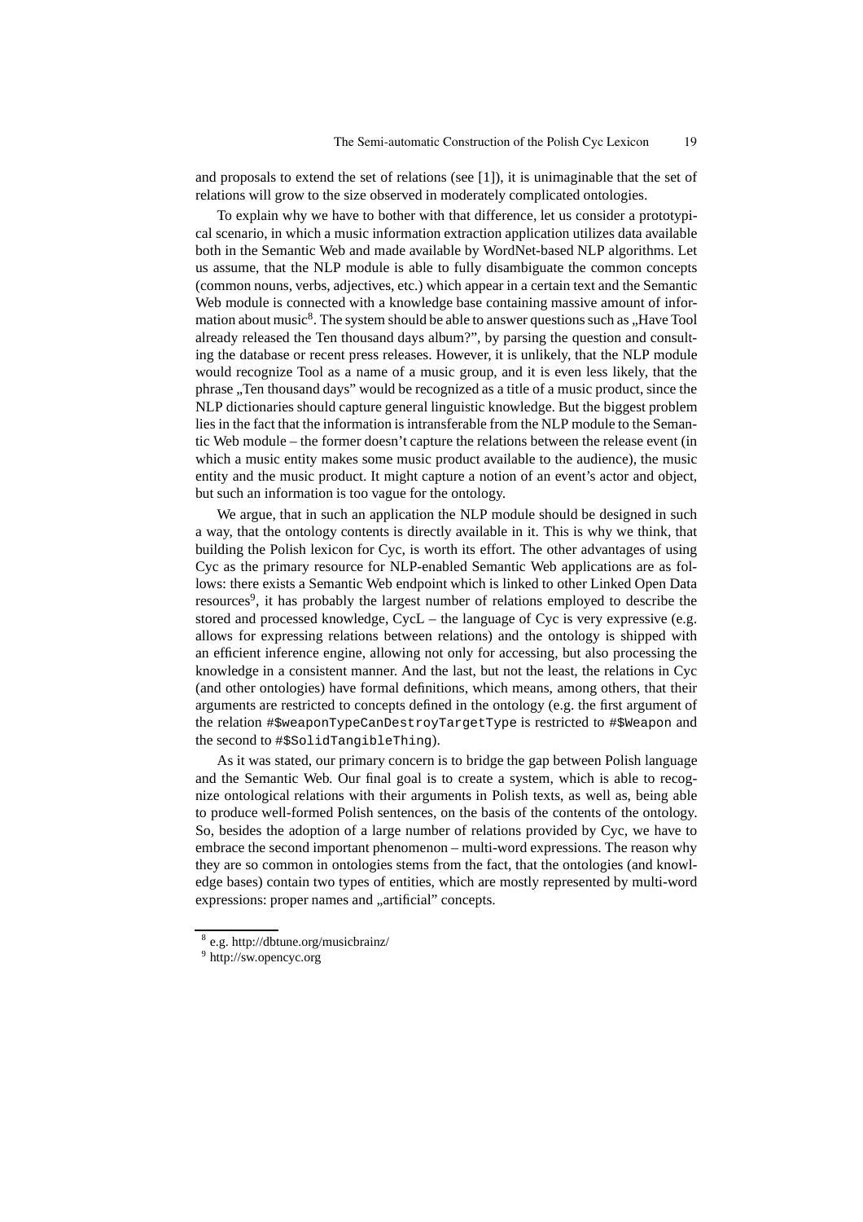and proposals to extend the set of relations (see [1]), it is unimaginable that the set of relations will grow to the size observed in moderately complicated ontologies.

To explain why we have to bother with that difference, let us consider a prototypical scenario, in which a music information extraction application utilizes data available both in the Semantic Web and made available by WordNet-based NLP algorithms. Let us assume, that the NLP module is able to fully disambiguate the common concepts (common nouns, verbs, adjectives, etc.) which appear in a certain text and the Semantic Web module is connected with a knowledge base containing massive amount of information about music[8]. The system should be able to answer questions such as „Have Tool already released the Ten thousand days album?", by parsing the question and consulting the database or recent press releases. However, it is unlikely, that the NLP module would recognize Tool as a name of a music group, and it is even less likely, that the phrase „Ten thousand days" would be recognized as a title of a music product, since the NLP dictionaries should capture general linguistic knowledge. But the biggest problem lies in the fact that the information is intransferable from the NLP module to the Semantic Web module – the former doesn't capture the relations between the release event (in which a music entity makes some music product available to the audience), the music entity and the music product. It might capture a notion of an event's actor and object, but such an information is too vague for the ontology.

We argue, that in such an application the NLP module should be designed in such a way, that the ontology contents is directly available in it. This is why we think, that building the Polish lexicon for Cyc, is worth its effort. The other advantages of using Cyc as the primary resource for NLP-enabled Semantic Web applications are as follows: there exists a Semantic Web endpoint which is linked to other Linked Open Data resources[9], it has probably the largest number of relations employed to describe the stored and processed knowledge, CycL – the language of Cyc is very expressive (e.g. allows for expressing relations between relations) and the ontology is shipped with an efficient inference engine, allowing not only for accessing, but also processing the knowledge in a consistent manner. And the last, but not the least, the relations in Cyc (and other ontologies) have formal definitions, which means, among others, that their arguments are restricted to concepts defined in the ontology (e.g. the first argument of the relation `#$weaponTypeCanDestroyTargetType` is restricted to `#$Weapon` and the second to `#$SolidTangibleThing`).

As it was stated, our primary concern is to bridge the gap between Polish language and the Semantic Web. Our final goal is to create a system, which is able to recognize ontological relations with their arguments in Polish texts, as well as, being able to produce well-formed Polish sentences, on the basis of the contents of the ontology. So, besides the adoption of a large number of relations provided by Cyc, we have to embrace the second important phenomenon – multi-word expressions. The reason why they are so common in ontologies stems from the fact, that the ontologies (and knowledge bases) contain two types of entities, which are mostly represented by multi-word expressions: proper names and „artificial" concepts.

[8] e.g. http://dbtune.org/musicbrainz/

[9] http://sw.opencyc.org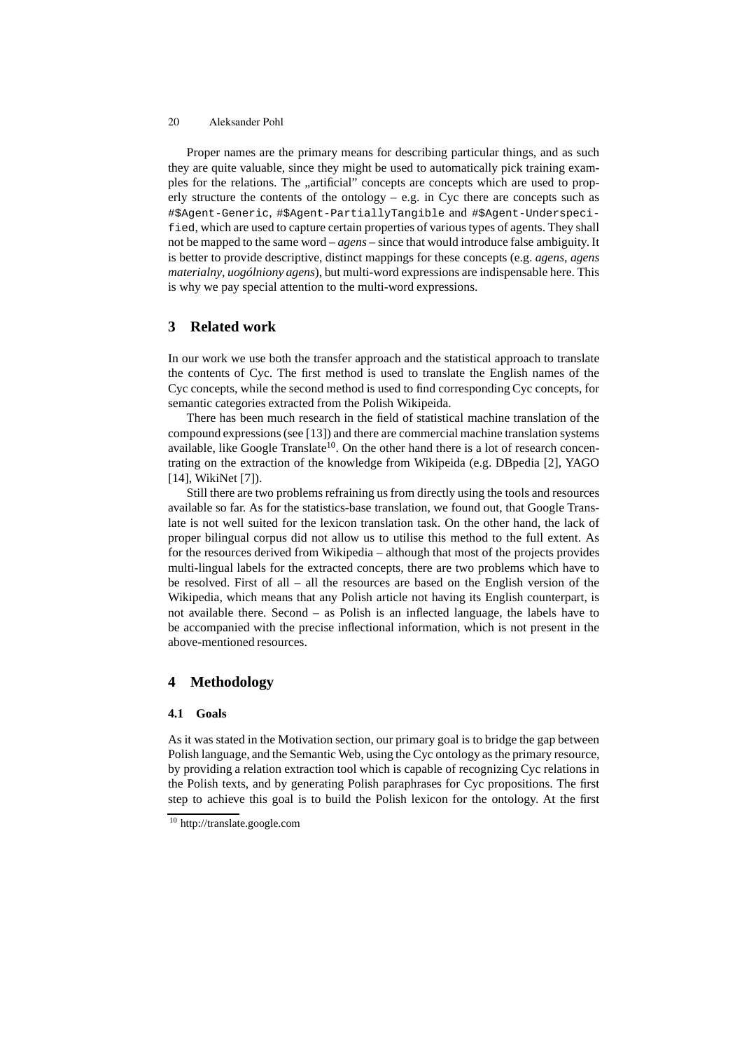Proper names are the primary means for describing particular things, and as such they are quite valuable, since they might be used to automatically pick training examples for the relations. The „artificial" concepts are concepts which are used to properly structure the contents of the ontology – e.g. in Cyc there are concepts such as `#$Agent-Generic`, `#$Agent-PartiallyTangible` and `#$Agent-Underspecified`, which are used to capture certain properties of various types of agents. They shall not be mapped to the same word – *agens* – since that would introduce false ambiguity. It is better to provide descriptive, distinct mappings for these concepts (e.g. *agens*, *agens materialny*, *uogólniony agens*), but multi-word expressions are indispensable here. This is why we pay special attention to the multi-word expressions.

## 3 Related work

In our work we use both the transfer approach and the statistical approach to translate the contents of Cyc. The first method is used to translate the English names of the Cyc concepts, while the second method is used to find corresponding Cyc concepts, for semantic categories extracted from the Polish Wikipeida.

There has been much research in the field of statistical machine translation of the compound expressions (see [13]) and there are commercial machine translation systems available, like Google Translate[10]. On the other hand there is a lot of research concentrating on the extraction of the knowledge from Wikipeida (e.g. DBpedia [2], YAGO [14], WikiNet [7]).

Still there are two problems refraining us from directly using the tools and resources available so far. As for the statistics-base translation, we found out, that Google Translate is not well suited for the lexicon translation task. On the other hand, the lack of proper bilingual corpus did not allow us to utilise this method to the full extent. As for the resources derived from Wikipedia – although that most of the projects provides multi-lingual labels for the extracted concepts, there are two problems which have to be resolved. First of all – all the resources are based on the English version of the Wikipedia, which means that any Polish article not having its English counterpart, is not available there. Second – as Polish is an inflected language, the labels have to be accompanied with the precise inflectional information, which is not present in the above-mentioned resources.

## 4 Methodology

### 4.1 Goals

As it was stated in the Motivation section, our primary goal is to bridge the gap between Polish language, and the Semantic Web, using the Cyc ontology as the primary resource, by providing a relation extraction tool which is capable of recognizing Cyc relations in the Polish texts, and by generating Polish paraphrases for Cyc propositions. The first step to achieve this goal is to build the Polish lexicon for the ontology. At the first

[10] http://translate.google.com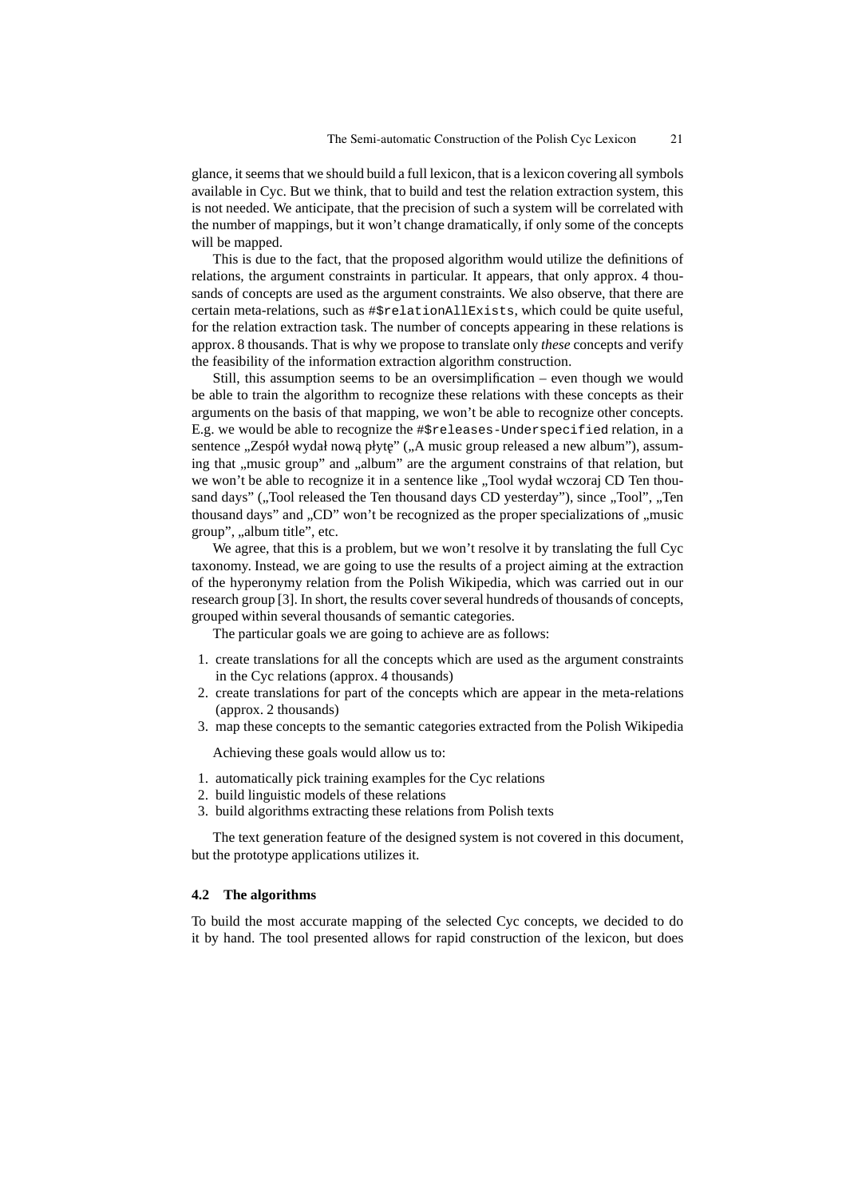glance, it seems that we should build a full lexicon, that is a lexicon covering all symbols available in Cyc. But we think, that to build and test the relation extraction system, this is not needed. We anticipate, that the precision of such a system will be correlated with the number of mappings, but it won't change dramatically, if only some of the concepts will be mapped.

This is due to the fact, that the proposed algorithm would utilize the definitions of relations, the argument constraints in particular. It appears, that only approx. 4 thousands of concepts are used as the argument constraints. We also observe, that there are certain meta-relations, such as `#$relationAllExists`, which could be quite useful, for the relation extraction task. The number of concepts appearing in these relations is approx. 8 thousands. That is why we propose to translate only *these* concepts and verify the feasibility of the information extraction algorithm construction.

Still, this assumption seems to be an oversimplification – even though we would be able to train the algorithm to recognize these relations with these concepts as their arguments on the basis of that mapping, we won't be able to recognize other concepts. E.g. we would be able to recognize the `#$releases-Underspecified` relation, in a sentence „Zespół wydał nową płytę" („A music group released a new album"), assuming that „music group" and „album" are the argument constrains of that relation, but we won't be able to recognize it in a sentence like „Tool wydał wczoraj CD Ten thousand days" („Tool released the Ten thousand days CD yesterday"), since „Tool", „Ten thousand days" and „CD" won't be recognized as the proper specializations of „music group", „album title", etc.

We agree, that this is a problem, but we won't resolve it by translating the full Cyc taxonomy. Instead, we are going to use the results of a project aiming at the extraction of the hyperonymy relation from the Polish Wikipedia, which was carried out in our research group [3]. In short, the results cover several hundreds of thousands of concepts, grouped within several thousands of semantic categories.

The particular goals we are going to achieve are as follows:

1. create translations for all the concepts which are used as the argument constraints in the Cyc relations (approx. 4 thousands)
2. create translations for part of the concepts which are appear in the meta-relations (approx. 2 thousands)
3. map these concepts to the semantic categories extracted from the Polish Wikipedia

Achieving these goals would allow us to:

1. automatically pick training examples for the Cyc relations
2. build linguistic models of these relations
3. build algorithms extracting these relations from Polish texts

The text generation feature of the designed system is not covered in this document, but the prototype applications utilizes it.

### 4.2 The algorithms

To build the most accurate mapping of the selected Cyc concepts, we decided to do it by hand. The tool presented allows for rapid construction of the lexicon, but does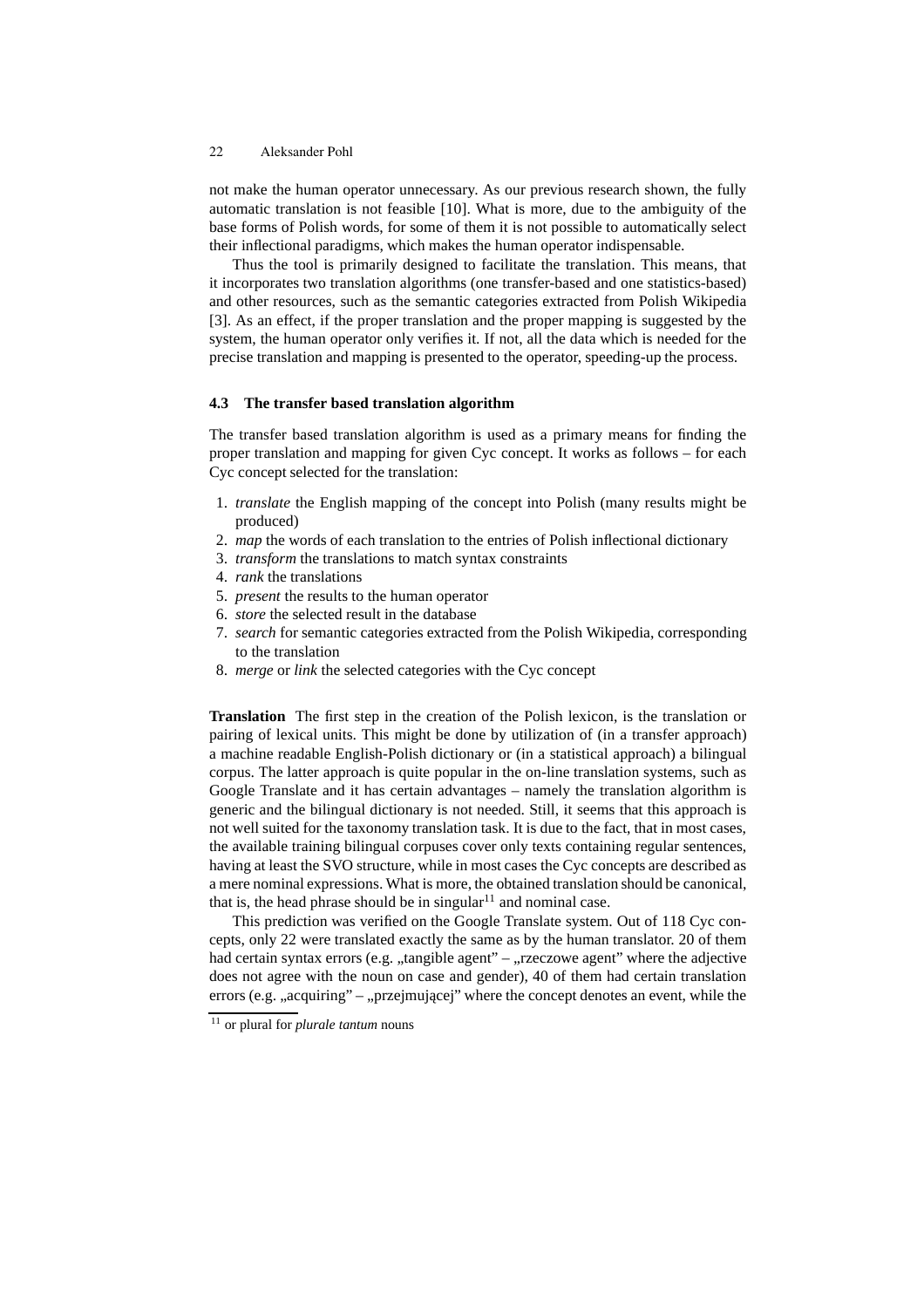not make the human operator unnecessary. As our previous research shown, the fully automatic translation is not feasible [10]. What is more, due to the ambiguity of the base forms of Polish words, for some of them it is not possible to automatically select their inflectional paradigms, which makes the human operator indispensable.

Thus the tool is primarily designed to facilitate the translation. This means, that it incorporates two translation algorithms (one transfer-based and one statistics-based) and other resources, such as the semantic categories extracted from Polish Wikipedia [3]. As an effect, if the proper translation and the proper mapping is suggested by the system, the human operator only verifies it. If not, all the data which is needed for the precise translation and mapping is presented to the operator, speeding-up the process.

### 4.3 The transfer based translation algorithm

The transfer based translation algorithm is used as a primary means for finding the proper translation and mapping for given Cyc concept. It works as follows – for each Cyc concept selected for the translation:

1. *translate* the English mapping of the concept into Polish (many results might be produced)
2. *map* the words of each translation to the entries of Polish inflectional dictionary
3. *transform* the translations to match syntax constraints
4. *rank* the translations
5. *present* the results to the human operator
6. *store* the selected result in the database
7. *search* for semantic categories extracted from the Polish Wikipedia, corresponding to the translation
8. *merge* or *link* the selected categories with the Cyc concept

**Translation** The first step in the creation of the Polish lexicon, is the translation or pairing of lexical units. This might be done by utilization of (in a transfer approach) a machine readable English-Polish dictionary or (in a statistical approach) a bilingual corpus. The latter approach is quite popular in the on-line translation systems, such as Google Translate and it has certain advantages – namely the translation algorithm is generic and the bilingual dictionary is not needed. Still, it seems that this approach is not well suited for the taxonomy translation task. It is due to the fact, that in most cases, the available training bilingual corpuses cover only texts containing regular sentences, having at least the SVO structure, while in most cases the Cyc concepts are described as a mere nominal expressions. What is more, the obtained translation should be canonical, that is, the head phrase should be in singular[11] and nominal case.

This prediction was verified on the Google Translate system. Out of 118 Cyc concepts, only 22 were translated exactly the same as by the human translator. 20 of them had certain syntax errors (e.g. „tangible agent" – „rzeczowe agent" where the adjective does not agree with the noun on case and gender), 40 of them had certain translation errors (e.g. „acquiring" – „przejmującej" where the concept denotes an event, while the

[11] or plural for *plurale tantum* nouns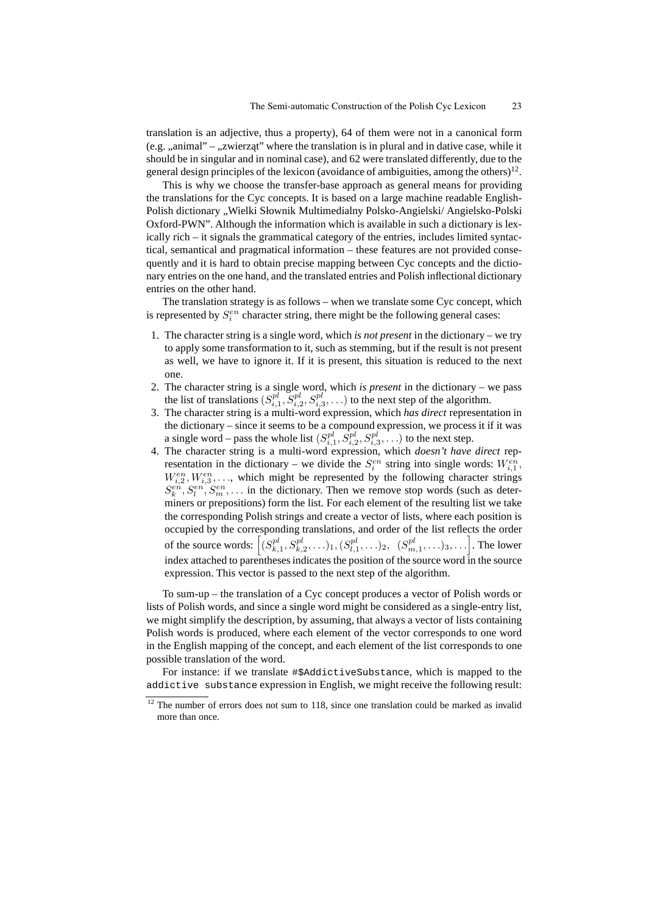translation is an adjective, thus a property), 64 of them were not in a canonical form (e.g. „animal" – „zwierząt" where the translation is in plural and in dative case, while it should be in singular and in nominal case), and 62 were translated differently, due to the general design principles of the lexicon (avoidance of ambiguities, among the others)[12].

This is why we choose the transfer-base approach as general means for providing the translations for the Cyc concepts. It is based on a large machine readable English-Polish dictionary „Wielki Słownik Multimedialny Polsko-Angielski/ Angielsko-Polski Oxford-PWN". Although the information which is available in such a dictionary is lexically rich – it signals the grammatical category of the entries, includes limited syntactical, semantical and pragmatical information – these features are not provided consequently and it is hard to obtain precise mapping between Cyc concepts and the dictionary entries on the one hand, and the translated entries and Polish inflectional dictionary entries on the other hand.

The translation strategy is as follows – when we translate some Cyc concept, which is represented by $S_i^{en}$ character string, there might be the following general cases:

1. The character string is a single word, which *is not present* in the dictionary – we try to apply some transformation to it, such as stemming, but if the result is not present as well, we have to ignore it. If it is present, this situation is reduced to the next one.
2. The character string is a single word, which *is present* in the dictionary – we pass the list of translations $(S_{i,1}^{pl}, S_{i,2}^{pl}, S_{i,3}^{pl}, \ldots)$ to the next step of the algorithm.
3. The character string is a multi-word expression, which *has direct* representation in the dictionary – since it seems to be a compound expression, we process it if it was a single word – pass the whole list $(S_{i,1}^{pl}, S_{i,2}^{pl}, S_{i,3}^{pl}, \ldots)$ to the next step.
4. The character string is a multi-word expression, which *doesn't have direct* representation in the dictionary – we divide the $S_i^{en}$ string into single words: $W_{i,1}^{en}$, $W_{i,2}^{en}, W_{i,3}^{en}, \ldots$, which might be represented by the following character strings $S_k^{en}, S_l^{en}, S_m^{en}, \ldots$ in the dictionary. Then we remove stop words (such as determiners or prepositions) form the list. For each element of the resulting list we take the corresponding Polish strings and create a vector of lists, where each position is occupied by the corresponding translations, and order of the list reflects the order of the source words: $\left[(S_{k,1}^{pl}, S_{k,2}^{pl}, \ldots)_1, (S_{l,1}^{pl}, \ldots)_2,\ (S_{m,1}^{pl}, \ldots)_3, \ldots\right]$. The lower index attached to parentheses indicates the position of the source word in the source expression. This vector is passed to the next step of the algorithm.

To sum-up – the translation of a Cyc concept produces a vector of Polish words or lists of Polish words, and since a single word might be considered as a single-entry list, we might simplify the description, by assuming, that always a vector of lists containing Polish words is produced, where each element of the vector corresponds to one word in the English mapping of the concept, and each element of the list corresponds to one possible translation of the word.

For instance: if we translate `#$AddictiveSubstance`, which is mapped to the `addictive substance` expression in English, we might receive the following result:

[12] The number of errors does not sum to 118, since one translation could be marked as invalid more than once.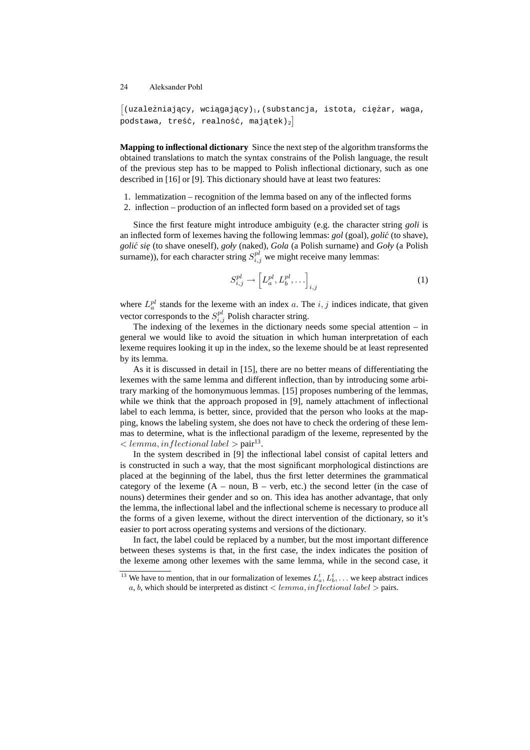$\big[$`(uzależniający, wciągający)`$_1$`,(substancja, istota, ciężar, waga, podstawa, treść, realność, majątek)`$_2\big]$

**Mapping to inflectional dictionary** Since the next step of the algorithm transforms the obtained translations to match the syntax constrains of the Polish language, the result of the previous step has to be mapped to Polish inflectional dictionary, such as one described in [16] or [9]. This dictionary should have at least two features:

1. lemmatization – recognition of the lemma based on any of the inflected forms
2. inflection – production of an inflected form based on a provided set of tags

Since the first feature might introduce ambiguity (e.g. the character string *goli* is an inflected form of lexemes having the following lemmas: *gol* (goal), *golić* (to shave), *golić się* (to shave oneself), *goły* (naked), *Gola* (a Polish surname) and *Goły* (a Polish surname)), for each character string $S^{pl}_{i,j}$ we might receive many lemmas:

$$S^{pl}_{i,j} \rightarrow \left[L^{pl}_a, L^{pl}_b, \dots\right]_{i,j} \tag{1}$$

where $L^{pl}_a$ stands for the lexeme with an index $a$. The $i, j$ indices indicate, that given vector corresponds to the $S^{pl}_{i,j}$ Polish character string.

The indexing of the lexemes in the dictionary needs some special attention – in general we would like to avoid the situation in which human interpretation of each lexeme requires looking it up in the index, so the lexeme should be at least represented by its lemma.

As it is discussed in detail in [15], there are no better means of differentiating the lexemes with the same lemma and different inflection, than by introducing some arbitrary marking of the homonymuous lemmas. [15] proposes numbering of the lemmas, while we think that the approach proposed in [9], namely attachment of inflectional label to each lemma, is better, since, provided that the person who looks at the mapping, knows the labeling system, she does not have to check the ordering of these lemmas to determine, what is the inflectional paradigm of the lexeme, represented by the $< lemma, inflectional\ label >$ pair[13].

In the system described in [9] the inflectional label consist of capital letters and is constructed in such a way, that the most significant morphological distinctions are placed at the beginning of the label, thus the first letter determines the grammatical category of the lexeme (A – noun, B – verb, etc.) the second letter (in the case of nouns) determines their gender and so on. This idea has another advantage, that only the lemma, the inflectional label and the inflectional scheme is necessary to produce all the forms of a given lexeme, without the direct intervention of the dictionary, so it's easier to port across operating systems and versions of the dictionary.

In fact, the label could be replaced by a number, but the most important difference between theses systems is that, in the first case, the index indicates the position of the lexeme among other lexemes with the same lemma, while in the second case, it

[13] We have to mention, that in our formalization of lexemes $L^t_a, L^t_b, \dots$ we keep abstract indices $a$, $b$, which should be interpreted as distinct $< lemma, inflectional\ label >$ pairs.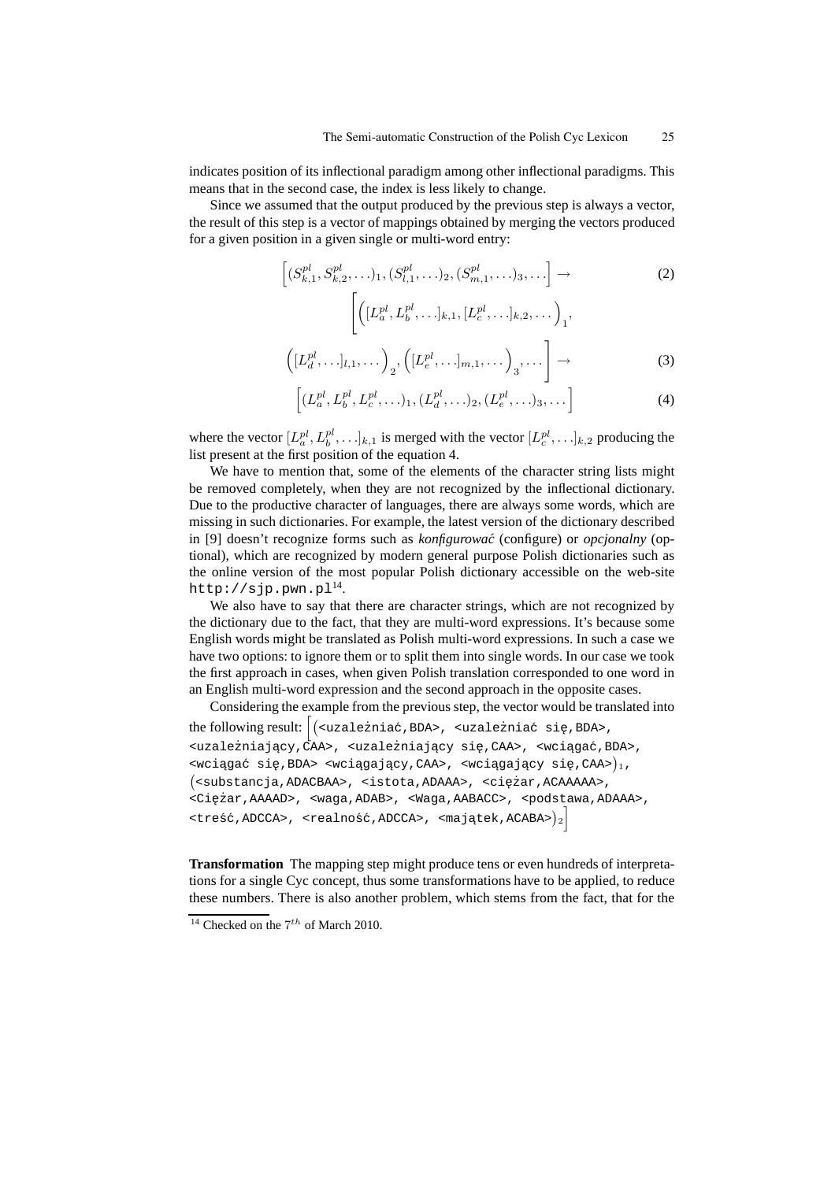indicates position of its inflectional paradigm among other inflectional paradigms. This means that in the second case, the index is less likely to change.

Since we assumed that the output produced by the previous step is always a vector, the result of this step is a vector of mappings obtained by merging the vectors produced for a given position in a given single or multi-word entry:

$$\left[(S^{pl}_{k,1}, S^{pl}_{k,2}, \ldots)_1, (S^{pl}_{l,1}, \ldots)_2, (S^{pl}_{m,1}, \ldots)_3, \ldots\right] \rightarrow \tag{2}$$

$$\left[\left([L^{pl}_a, L^{pl}_b, \ldots]_{k,1}, [L^{pl}_c, \ldots]_{k,2}, \ldots\right)_1, \left([L^{pl}_d, \ldots]_{l,1}, \ldots\right)_2, \left([L^{pl}_e, \ldots]_{m,1}, \ldots\right)_3, \ldots\right] \rightarrow \tag{3}$$

$$\left[(L^{pl}_a, L^{pl}_b, L^{pl}_c, \ldots)_1, (L^{pl}_d, \ldots)_2, (L^{pl}_e, \ldots)_3, \ldots\right] \tag{4}$$

where the vector $[L^{pl}_a, L^{pl}_b, \ldots]_{k,1}$ is merged with the vector $[L^{pl}_c, \ldots]_{k,2}$ producing the list present at the first position of the equation 4.

We have to mention that, some of the elements of the character string lists might be removed completely, when they are not recognized by the inflectional dictionary. Due to the productive character of languages, there are always some words, which are missing in such dictionaries. For example, the latest version of the dictionary described in [9] doesn't recognize forms such as *konfigurować* (configure) or *opcjonalny* (optional), which are recognized by modern general purpose Polish dictionaries such as the online version of the most popular Polish dictionary accessible on the web-site `http://sjp.pwn.pl`[14].

We also have to say that there are character strings, which are not recognized by the dictionary due to the fact, that they are multi-word expressions. It's because some English words might be translated as Polish multi-word expressions. In such a case we have two options: to ignore them or to split them into single words. In our case we took the first approach in cases, when given Polish translation corresponded to one word in an English multi-word expression and the second approach in the opposite cases.

Considering the example from the previous step, the vector would be translated into the following result: $\Big[\big($`<uzależniać,BDA>, <uzależniać się,BDA>, <uzależniający,CAA>, <uzależniający się,CAA>, <wciągać,BDA>, <wciągać się,BDA> <wciągający,CAA>, <wciągający się,CAA>`$\big)_1$, $\big($`<substancja,ADACBAA>, <istota,ADAAA>, <ciężar,ACAAAAA>, <Ciężar,AAAAD>, <waga,ADAB>, <Waga,AABACC>, <podstawa,ADAAA>, <treść,ADCCA>, <realność,ADCCA>, <majątek,ACABA>`$\big)_2\Big]$

**Transformation** The mapping step might produce tens or even hundreds of interpretations for a single Cyc concept, thus some transformations have to be applied, to reduce these numbers. There is also another problem, which stems from the fact, that for the

---

[14] Checked on the $7^{th}$ of March 2010.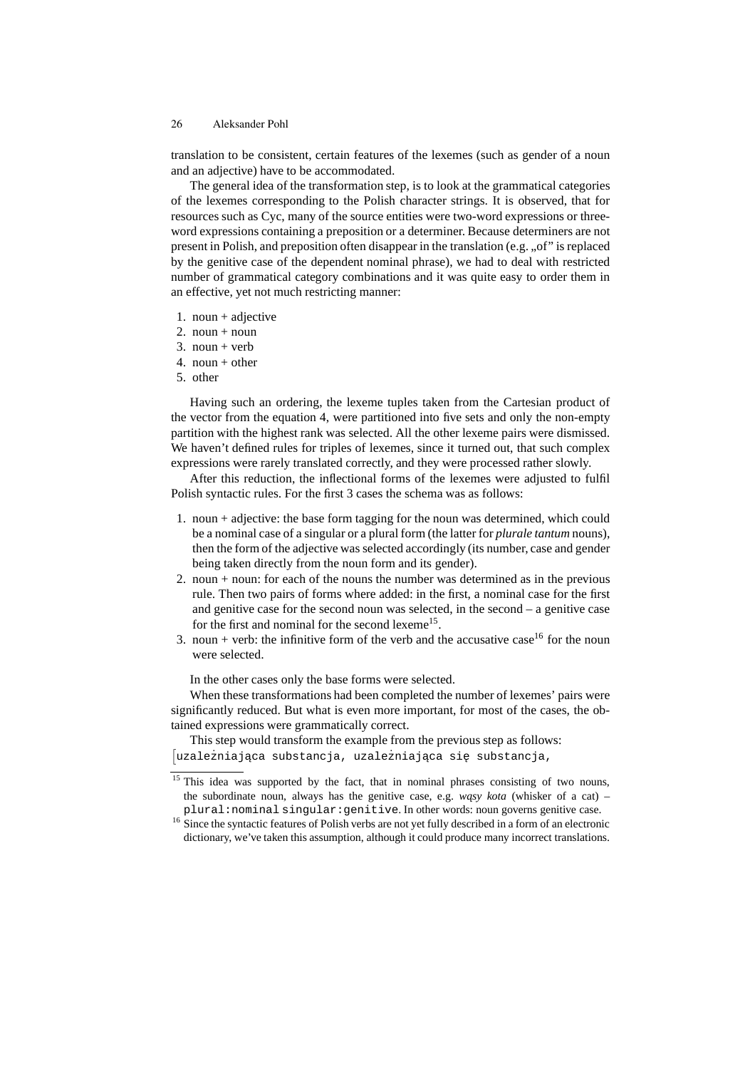translation to be consistent, certain features of the lexemes (such as gender of a noun and an adjective) have to be accommodated.

The general idea of the transformation step, is to look at the grammatical categories of the lexemes corresponding to the Polish character strings. It is observed, that for resources such as Cyc, many of the source entities were two-word expressions or three-word expressions containing a preposition or a determiner. Because determiners are not present in Polish, and preposition often disappear in the translation (e.g. „of" is replaced by the genitive case of the dependent nominal phrase), we had to deal with restricted number of grammatical category combinations and it was quite easy to order them in an effective, yet not much restricting manner:

1. noun + adjective
2. noun + noun
3. noun + verb
4. noun + other
5. other

Having such an ordering, the lexeme tuples taken from the Cartesian product of the vector from the equation 4, were partitioned into five sets and only the non-empty partition with the highest rank was selected. All the other lexeme pairs were dismissed. We haven't defined rules for triples of lexemes, since it turned out, that such complex expressions were rarely translated correctly, and they were processed rather slowly.

After this reduction, the inflectional forms of the lexemes were adjusted to fulfil Polish syntactic rules. For the first 3 cases the schema was as follows:

1. noun + adjective: the base form tagging for the noun was determined, which could be a nominal case of a singular or a plural form (the latter for *plurale tantum* nouns), then the form of the adjective was selected accordingly (its number, case and gender being taken directly from the noun form and its gender).
2. noun + noun: for each of the nouns the number was determined as in the previous rule. Then two pairs of forms where added: in the first, a nominal case for the first and genitive case for the second noun was selected, in the second – a genitive case for the first and nominal for the second lexeme[15].
3. noun + verb: the infinitive form of the verb and the accusative case[16] for the noun were selected.

In the other cases only the base forms were selected.

When these transformations had been completed the number of lexemes' pairs were significantly reduced. But what is even more important, for most of the cases, the obtained expressions were grammatically correct.

This step would transform the example from the previous step as follows:
[`uzależniająca substancja, uzależniająca się substancja,`

[15] This idea was supported by the fact, that in nominal phrases consisting of two nouns, the subordinate noun, always has the genitive case, e.g. *wąsy kota* (whisker of a cat) – `plural:nominal singular:genitive`. In other words: noun governs genitive case.

[16] Since the syntactic features of Polish verbs are not yet fully described in a form of an electronic dictionary, we've taken this assumption, although it could produce many incorrect translations.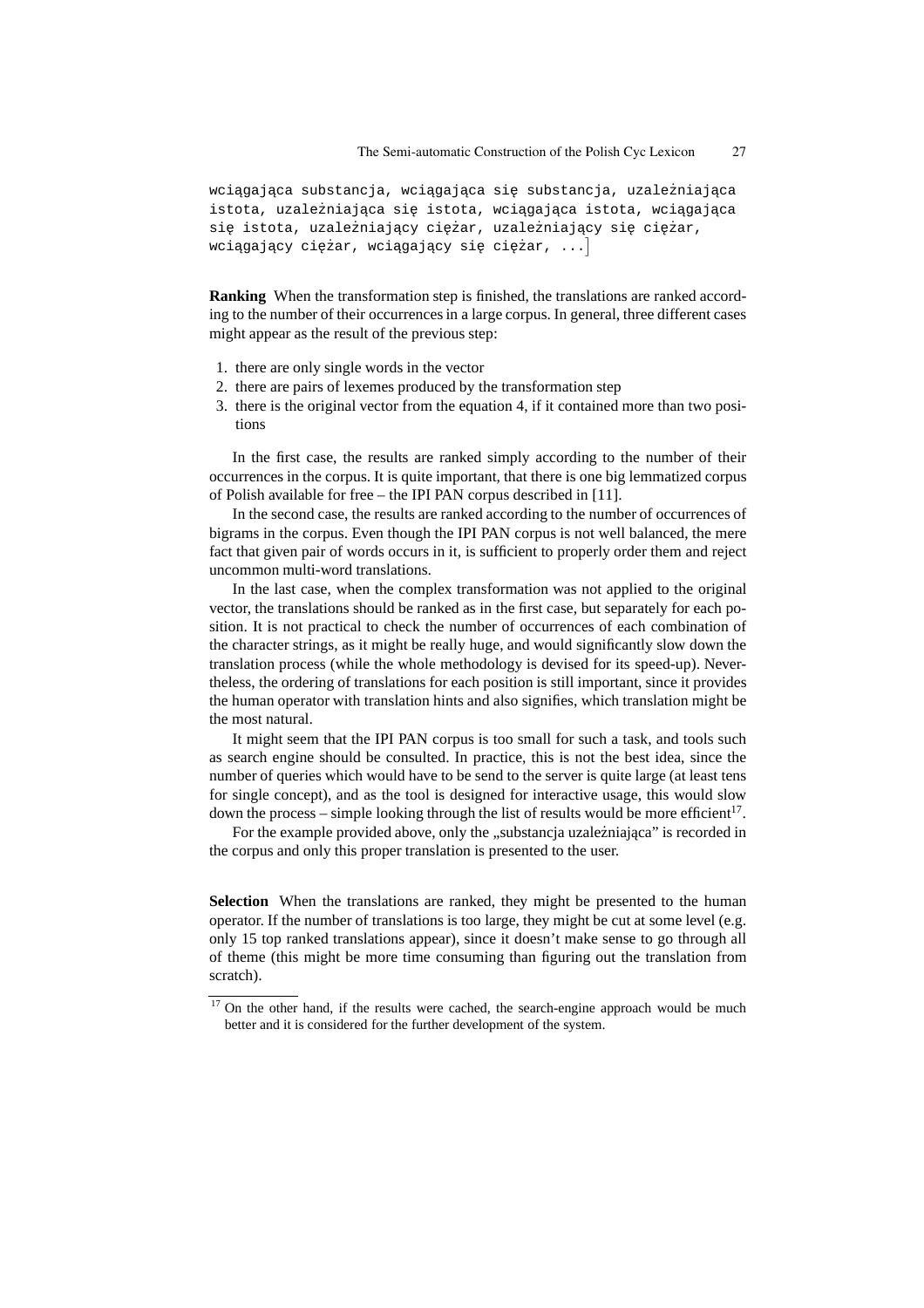```
wciągająca substancja, wciągająca się substancja, uzależniająca
istota, uzależniająca się istota, wciągająca istota, wciągająca
się istota, uzależniający ciężar, uzależniający się ciężar,
wciągający ciężar, wciągający się ciężar, ...]
```

**Ranking** When the transformation step is finished, the translations are ranked according to the number of their occurrences in a large corpus. In general, three different cases might appear as the result of the previous step:

1. there are only single words in the vector
2. there are pairs of lexemes produced by the transformation step
3. there is the original vector from the equation 4, if it contained more than two positions

In the first case, the results are ranked simply according to the number of their occurrences in the corpus. It is quite important, that there is one big lemmatized corpus of Polish available for free – the IPI PAN corpus described in [11].

In the second case, the results are ranked according to the number of occurrences of bigrams in the corpus. Even though the IPI PAN corpus is not well balanced, the mere fact that given pair of words occurs in it, is sufficient to properly order them and reject uncommon multi-word translations.

In the last case, when the complex transformation was not applied to the original vector, the translations should be ranked as in the first case, but separately for each position. It is not practical to check the number of occurrences of each combination of the character strings, as it might be really huge, and would significantly slow down the translation process (while the whole methodology is devised for its speed-up). Nevertheless, the ordering of translations for each position is still important, since it provides the human operator with translation hints and also signifies, which translation might be the most natural.

It might seem that the IPI PAN corpus is too small for such a task, and tools such as search engine should be consulted. In practice, this is not the best idea, since the number of queries which would have to be send to the server is quite large (at least tens for single concept), and as the tool is designed for interactive usage, this would slow down the process – simple looking through the list of results would be more efficient[17].

For the example provided above, only the „substancja uzależniająca" is recorded in the corpus and only this proper translation is presented to the user.

**Selection** When the translations are ranked, they might be presented to the human operator. If the number of translations is too large, they might be cut at some level (e.g. only 15 top ranked translations appear), since it doesn't make sense to go through all of theme (this might be more time consuming than figuring out the translation from scratch).

[17] On the other hand, if the results were cached, the search-engine approach would be much better and it is considered for the further development of the system.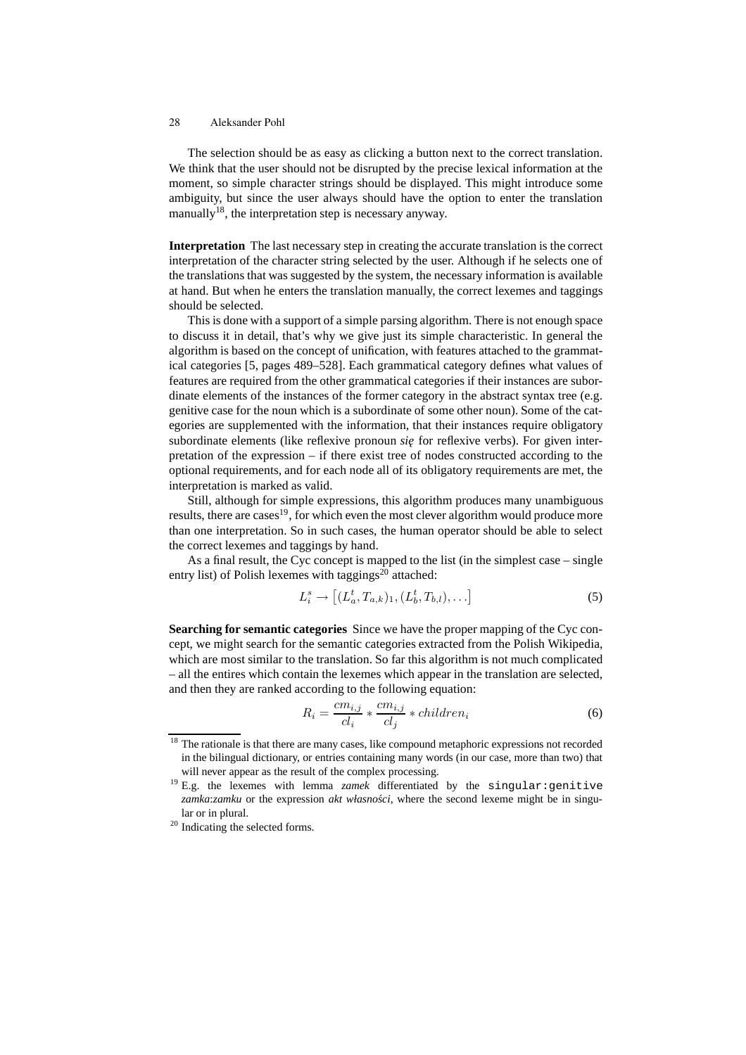The selection should be as easy as clicking a button next to the correct translation. We think that the user should not be disrupted by the precise lexical information at the moment, so simple character strings should be displayed. This might introduce some ambiguity, but since the user always should have the option to enter the translation manually[18], the interpretation step is necessary anyway.

**Interpretation** The last necessary step in creating the accurate translation is the correct interpretation of the character string selected by the user. Although if he selects one of the translations that was suggested by the system, the necessary information is available at hand. But when he enters the translation manually, the correct lexemes and taggings should be selected.

This is done with a support of a simple parsing algorithm. There is not enough space to discuss it in detail, that's why we give just its simple characteristic. In general the algorithm is based on the concept of unification, with features attached to the grammatical categories [5, pages 489–528]. Each grammatical category defines what values of features are required from the other grammatical categories if their instances are subordinate elements of the instances of the former category in the abstract syntax tree (e.g. genitive case for the noun which is a subordinate of some other noun). Some of the categories are supplemented with the information, that their instances require obligatory subordinate elements (like reflexive pronoun *się* for reflexive verbs). For given interpretation of the expression – if there exist tree of nodes constructed according to the optional requirements, and for each node all of its obligatory requirements are met, the interpretation is marked as valid.

Still, although for simple expressions, this algorithm produces many unambiguous results, there are cases[19], for which even the most clever algorithm would produce more than one interpretation. So in such cases, the human operator should be able to select the correct lexemes and taggings by hand.

As a final result, the Cyc concept is mapped to the list (in the simplest case – single entry list) of Polish lexemes with taggings[20] attached:

$$L_i^s \rightarrow \left[(L_a^t, T_{a,k})_1, (L_b^t, T_{b,l}), \ldots\right] \tag{5}$$

**Searching for semantic categories** Since we have the proper mapping of the Cyc concept, we might search for the semantic categories extracted from the Polish Wikipedia, which are most similar to the translation. So far this algorithm is not much complicated – all the entires which contain the lexemes which appear in the translation are selected, and then they are ranked according to the following equation:

$$R_i = \frac{cm_{i,j}}{cl_i} * \frac{cm_{i,j}}{cl_j} * children_i \tag{6}$$

[18] The rationale is that there are many cases, like compound metaphoric expressions not recorded in the bilingual dictionary, or entries containing many words (in our case, more than two) that will never appear as the result of the complex processing.

[19] E.g. the lexemes with lemma *zamek* differentiated by the `singular:genitive` *zamka*:*zamku* or the expression *akt własności*, where the second lexeme might be in singular or in plural.

[20] Indicating the selected forms.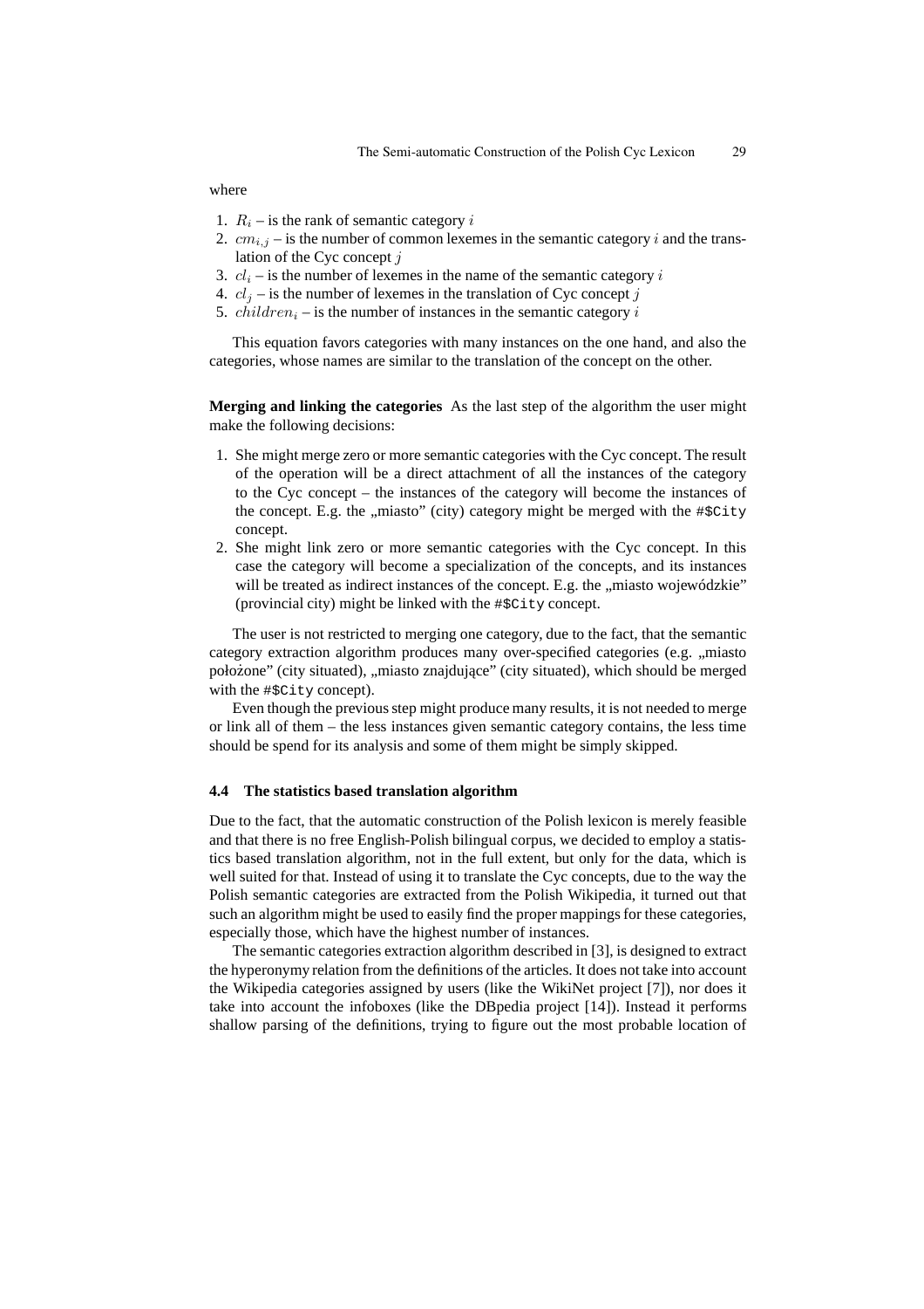where

1. $R_i$ – is the rank of semantic category $i$
2. $cm_{i,j}$ – is the number of common lexemes in the semantic category $i$ and the translation of the Cyc concept $j$
3. $cl_i$ – is the number of lexemes in the name of the semantic category $i$
4. $cl_j$ – is the number of lexemes in the translation of Cyc concept $j$
5. $children_i$ – is the number of instances in the semantic category $i$

This equation favors categories with many instances on the one hand, and also the categories, whose names are similar to the translation of the concept on the other.

**Merging and linking the categories** As the last step of the algorithm the user might make the following decisions:

1. She might merge zero or more semantic categories with the Cyc concept. The result of the operation will be a direct attachment of all the instances of the category to the Cyc concept – the instances of the category will become the instances of the concept. E.g. the „miasto" (city) category might be merged with the `#$City` concept.
2. She might link zero or more semantic categories with the Cyc concept. In this case the category will become a specialization of the concepts, and its instances will be treated as indirect instances of the concept. E.g. the „miasto wojewódzkie" (provincial city) might be linked with the `#$City` concept.

The user is not restricted to merging one category, due to the fact, that the semantic category extraction algorithm produces many over-specified categories (e.g. „miasto położone" (city situated), „miasto znajdujące" (city situated), which should be merged with the `#$City` concept).

Even though the previous step might produce many results, it is not needed to merge or link all of them – the less instances given semantic category contains, the less time should be spend for its analysis and some of them might be simply skipped.

### 4.4 The statistics based translation algorithm

Due to the fact, that the automatic construction of the Polish lexicon is merely feasible and that there is no free English-Polish bilingual corpus, we decided to employ a statistics based translation algorithm, not in the full extent, but only for the data, which is well suited for that. Instead of using it to translate the Cyc concepts, due to the way the Polish semantic categories are extracted from the Polish Wikipedia, it turned out that such an algorithm might be used to easily find the proper mappings for these categories, especially those, which have the highest number of instances.

The semantic categories extraction algorithm described in [3], is designed to extract the hyperonymy relation from the definitions of the articles. It does not take into account the Wikipedia categories assigned by users (like the WikiNet project [7]), nor does it take into account the infoboxes (like the DBpedia project [14]). Instead it performs shallow parsing of the definitions, trying to figure out the most probable location of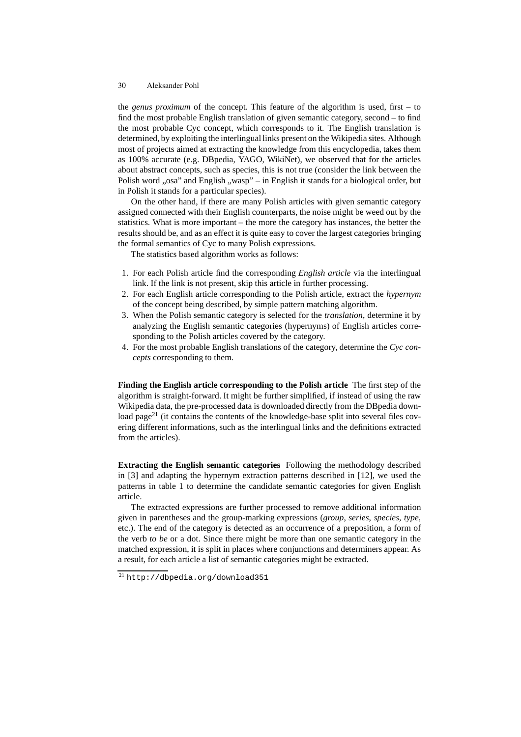the *genus proximum* of the concept. This feature of the algorithm is used, first – to find the most probable English translation of given semantic category, second – to find the most probable Cyc concept, which corresponds to it. The English translation is determined, by exploiting the interlingual links present on the Wikipedia sites. Although most of projects aimed at extracting the knowledge from this encyclopedia, takes them as 100% accurate (e.g. DBpedia, YAGO, WikiNet), we observed that for the articles about abstract concepts, such as species, this is not true (consider the link between the Polish word „osa" and English „wasp" – in English it stands for a biological order, but in Polish it stands for a particular species).

On the other hand, if there are many Polish articles with given semantic category assigned connected with their English counterparts, the noise might be weed out by the statistics. What is more important – the more the category has instances, the better the results should be, and as an effect it is quite easy to cover the largest categories bringing the formal semantics of Cyc to many Polish expressions.

The statistics based algorithm works as follows:

1. For each Polish article find the corresponding *English article* via the interlingual link. If the link is not present, skip this article in further processing.
2. For each English article corresponding to the Polish article, extract the *hypernym* of the concept being described, by simple pattern matching algorithm.
3. When the Polish semantic category is selected for the *translation*, determine it by analyzing the English semantic categories (hypernyms) of English articles corresponding to the Polish articles covered by the category.
4. For the most probable English translations of the category, determine the *Cyc concepts* corresponding to them.

**Finding the English article corresponding to the Polish article** The first step of the algorithm is straight-forward. It might be further simplified, if instead of using the raw Wikipedia data, the pre-processed data is downloaded directly from the DBpedia download page[21] (it contains the contents of the knowledge-base split into several files covering different informations, such as the interlingual links and the definitions extracted from the articles).

**Extracting the English semantic categories** Following the methodology described in [3] and adapting the hypernym extraction patterns described in [12], we used the patterns in table 1 to determine the candidate semantic categories for given English article.

The extracted expressions are further processed to remove additional information given in parentheses and the group-marking expressions (*group*, *series*, *species*, *type*, etc.). The end of the category is detected as an occurrence of a preposition, a form of the verb *to be* or a dot. Since there might be more than one semantic category in the matched expression, it is split in places where conjunctions and determiners appear. As a result, for each article a list of semantic categories might be extracted.

[21] `http://dbpedia.org/download351`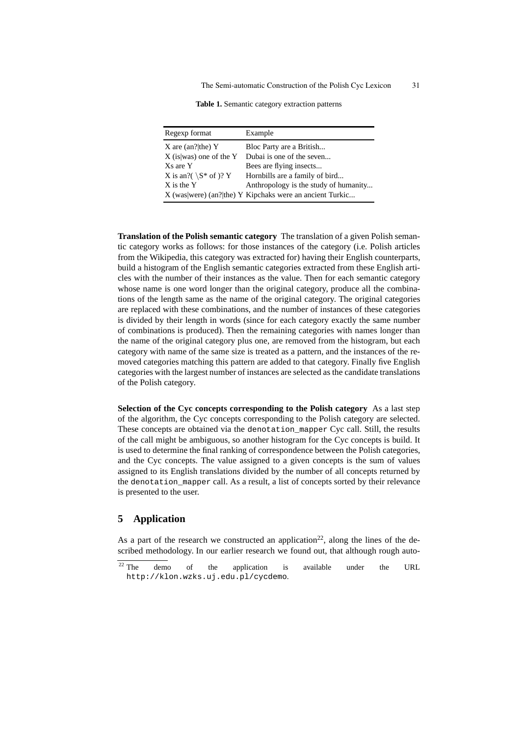**Table 1.** Semantic category extraction patterns

| Regexp format | Example |
|---|---|
| X are (an?\|the) Y | Bloc Party are a British... |
| X (is\|was) one of the Y | Dubai is one of the seven... |
| Xs are Y | Bees are flying insects... |
| X is an?( \S* of )? Y | Hornbills are a family of bird... |
| X is the Y | Anthropology is the study of humanity... |
| X (was\|were) (an?\|the) Y | Kipchaks were an ancient Turkic... |

**Translation of the Polish semantic category** The translation of a given Polish semantic category works as follows: for those instances of the category (i.e. Polish articles from the Wikipedia, this category was extracted for) having their English counterparts, build a histogram of the English semantic categories extracted from these English articles with the number of their instances as the value. Then for each semantic category whose name is one word longer than the original category, produce all the combinations of the length same as the name of the original category. The original categories are replaced with these combinations, and the number of instances of these categories is divided by their length in words (since for each category exactly the same number of combinations is produced). Then the remaining categories with names longer than the name of the original category plus one, are removed from the histogram, but each category with name of the same size is treated as a pattern, and the instances of the removed categories matching this pattern are added to that category. Finally five English categories with the largest number of instances are selected as the candidate translations of the Polish category.

**Selection of the Cyc concepts corresponding to the Polish category** As a last step of the algorithm, the Cyc concepts corresponding to the Polish category are selected. These concepts are obtained via the `denotation_mapper` Cyc call. Still, the results of the call might be ambiguous, so another histogram for the Cyc concepts is build. It is used to determine the final ranking of correspondence between the Polish categories, and the Cyc concepts. The value assigned to a given concepts is the sum of values assigned to its English translations divided by the number of all concepts returned by the `denotation_mapper` call. As a result, a list of concepts sorted by their relevance is presented to the user.

## 5 Application

As a part of the research we constructed an application[22], along the lines of the described methodology. In our earlier research we found out, that although rough auto-

[22] The demo of the application is available under the URL `http://klon.wzks.uj.edu.pl/cycdemo`.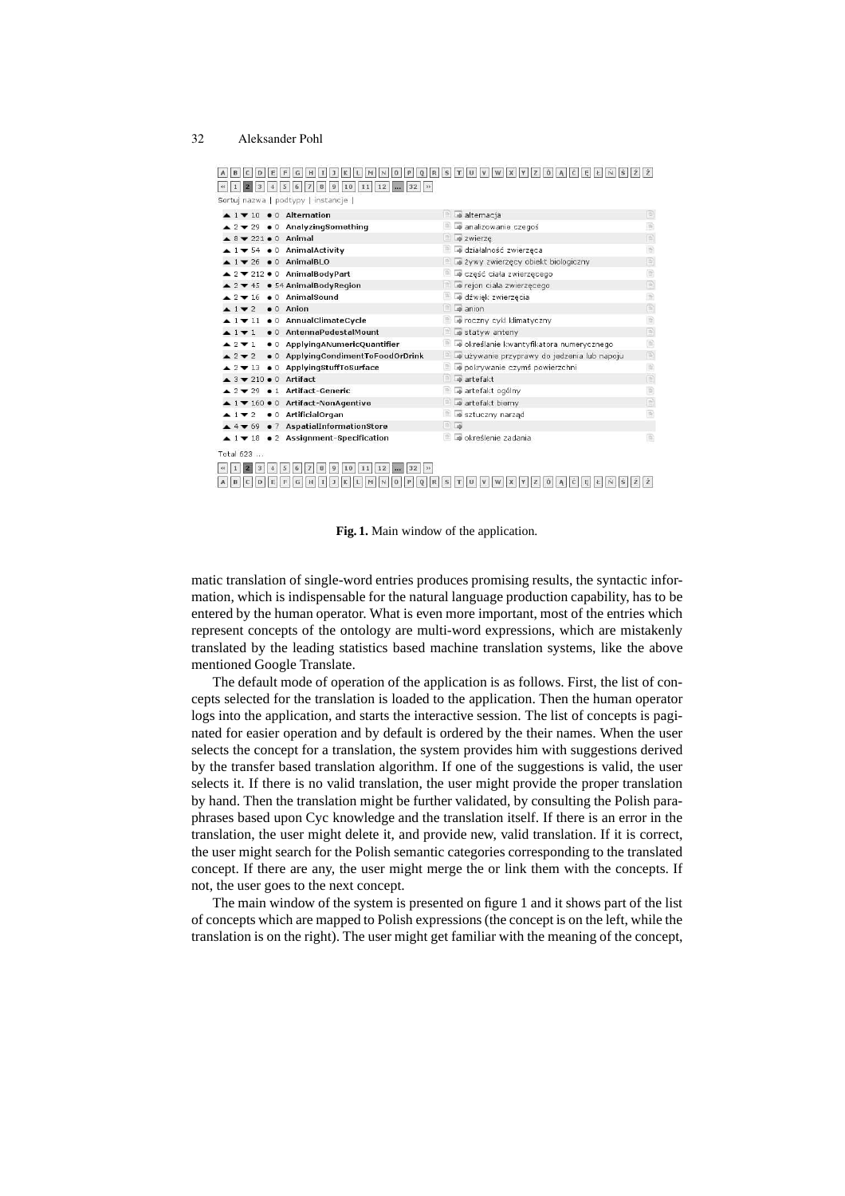Sortuj nazwa | podtypy | instancje |

| ▲ | ▼ | ● | Concept | Translation |
|---|---|---|---|---|
| 1 | 10 | 0 | Alternation | alternacja |
| 2 | 29 | 0 | AnalyzingSomething | analizowanie czegoś |
| 8 | 221 | 0 | Animal | zwierzę |
| 1 | 54 | 0 | AnimalActivity | działalność zwierzęca |
| 1 | 26 | 0 | AnimalBLO | żywy zwierzęcy obiekt biologiczny |
| 2 | 212 | 0 | AnimalBodyPart | część ciała zwierzęcego |
| 2 | 45 | 54 | AnimalBodyRegion | rejon ciała zwierzęcego |
| 2 | 16 | 0 | AnimalSound | dźwięk zwierzęcia |
| 1 | 2 | 0 | Anion | anion |
| 1 | 11 | 0 | AnnualClimateCycle | roczny cykl klimatyczny |
| 1 | 1 | 0 | AntennaPedestalMount | statyw anteny |
| 2 | 1 | 0 | ApplyingANumericQuantifier | określanie kwantyfikatora numerycznego |
| 2 | 2 | 0 | ApplyingCondimentToFoodOrDrink | używanie przyprawy do jedzenia lub napoju |
| 2 | 13 | 0 | ApplyingStuffToSurface | pokrywanie czymś powierzchni |
| 3 | 210 | 0 | Artifact | artefakt |
| 2 | 29 | 1 | Artifact-Generic | artefakt ogólny |
| 1 | 160 | 0 | Artifact-NonAgentive | artefakt bierny |
| 1 | 2 | 0 | ArtificialOrgan | sztuczny narząd |
| 4 | 69 | 7 | AspatialInformationStore | |
| 1 | 18 | 2 | Assignment-Specification | określenie zadania |

Total 623 ...

**Fig. 1.** Main window of the application.

matic translation of single-word entries produces promising results, the syntactic information, which is indispensable for the natural language production capability, has to be entered by the human operator. What is even more important, most of the entries which represent concepts of the ontology are multi-word expressions, which are mistakenly translated by the leading statistics based machine translation systems, like the above mentioned Google Translate.

The default mode of operation of the application is as follows. First, the list of concepts selected for the translation is loaded to the application. Then the human operator logs into the application, and starts the interactive session. The list of concepts is paginated for easier operation and by default is ordered by the their names. When the user selects the concept for a translation, the system provides him with suggestions derived by the transfer based translation algorithm. If one of the suggestions is valid, the user selects it. If there is no valid translation, the user might provide the proper translation by hand. Then the translation might be further validated, by consulting the Polish paraphrases based upon Cyc knowledge and the translation itself. If there is an error in the translation, the user might delete it, and provide new, valid translation. If it is correct, the user might search for the Polish semantic categories corresponding to the translated concept. If there are any, the user might merge the or link them with the concepts. If not, the user goes to the next concept.

The main window of the system is presented on figure 1 and it shows part of the list of concepts which are mapped to Polish expressions (the concept is on the left, while the translation is on the right). The user might get familiar with the meaning of the concept,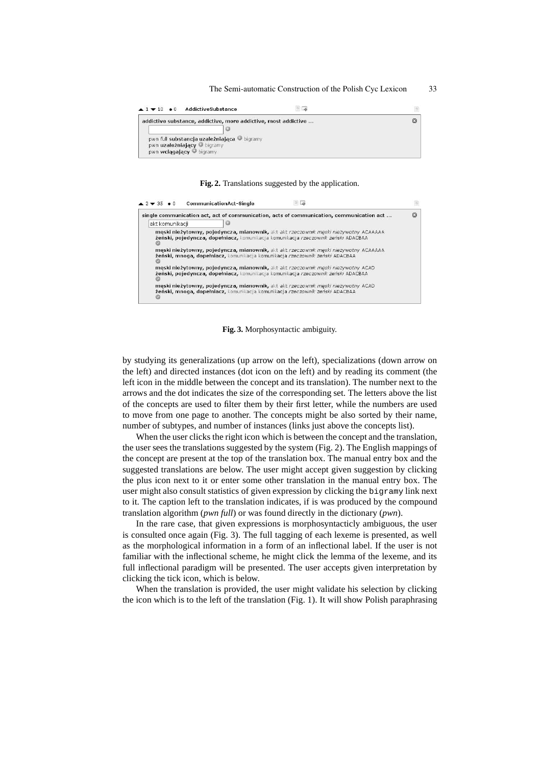**Fig. 2.** Translations suggested by the application.

**Fig. 3.** Morphosyntactic ambiguity.

by studying its generalizations (up arrow on the left), specializations (down arrow on the left) and directed instances (dot icon on the left) and by reading its comment (the left icon in the middle between the concept and its translation). The number next to the arrows and the dot indicates the size of the corresponding set. The letters above the list of the concepts are used to filter them by their first letter, while the numbers are used to move from one page to another. The concepts might be also sorted by their name, number of subtypes, and number of instances (links just above the concepts list).

When the user clicks the right icon which is between the concept and the translation, the user sees the translations suggested by the system (Fig. 2). The English mappings of the concept are present at the top of the translation box. The manual entry box and the suggested translations are below. The user might accept given suggestion by clicking the plus icon next to it or enter some other translation in the manual entry box. The user might also consult statistics of given expression by clicking the `bigramy` link next to it. The caption left to the translation indicates, if is was produced by the compound translation algorithm (*pwn full*) or was found directly in the dictionary (*pwn*).

In the rare case, that given expressions is morphosyntacticly ambiguous, the user is consulted once again (Fig. 3). The full tagging of each lexeme is presented, as well as the morphological information in a form of an inflectional label. If the user is not familiar with the inflectional scheme, he might click the lemma of the lexeme, and its full inflectional paradigm will be presented. The user accepts given interpretation by clicking the tick icon, which is below.

When the translation is provided, the user might validate his selection by clicking the icon which is to the left of the translation (Fig. 1). It will show Polish paraphrasing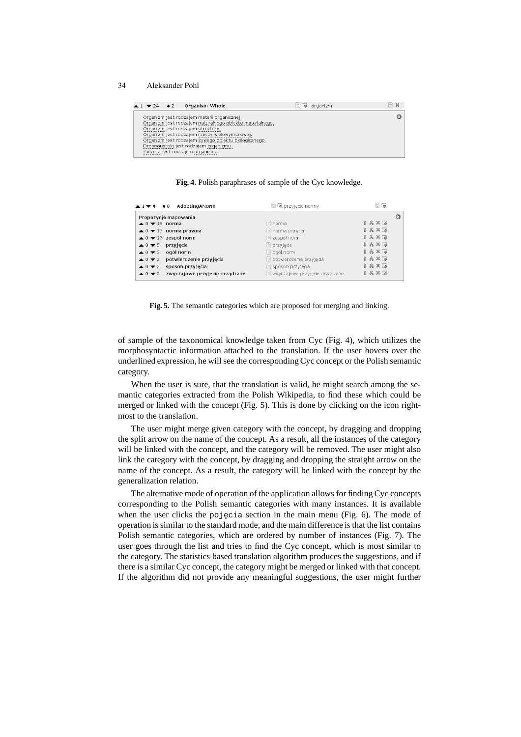Organism-Whole — organizm

Organizm jest rodzajem materii organicznej.
Organizm jest rodzajem naturalnego obiektu materialnego.
Organizm jest rodzajem struktury.
Organizm jest rodzajem rzeczy wielowymiarowej.
Organizm jest rodzajem żywego obiektu biologicznego.
Drobnoustrój jest rodzajem organizmu.
Zwierzę jest rodzajem organizmu.

**Fig. 4.** Polish paraphrases of sample of the Cyc knowledge.

AdoptingANorm — przyjęcie normy

Propozycje mapowania

| | | |
|---|---|---|
| ▲0 ▼15 | norma | norma |
| ▲0 ▼17 | norma prawna | norma prawna |
| ▲0 ▼17 | zespół norm | zespół norm |
| ▲0 ▼5 | przyjęcie | przyjęcie |
| ▲0 ▼3 | ogół norm | ogół norm |
| ▲0 ▼2 | potwierdzenie przyjęcia | potwierdzenie przyjęcia |
| ▲0 ▼2 | sposób przyjęcia | sposób przyjęcia |
| ▲0 ▼2 | zwyczajowe przyjęcie urządzane | zwyczajowe przyjęcie urządzane |

**Fig. 5.** The semantic categories which are proposed for merging and linking.

of sample of the taxonomical knowledge taken from Cyc (Fig. 4), which utilizes the morphosyntactic information attached to the translation. If the user hovers over the underlined expression, he will see the corresponding Cyc concept or the Polish semantic category.

When the user is sure, that the translation is valid, he might search among the semantic categories extracted from the Polish Wikipedia, to find these which could be merged or linked with the concept (Fig. 5). This is done by clicking on the icon rightmost to the translation.

The user might merge given category with the concept, by dragging and dropping the split arrow on the name of the concept. As a result, all the instances of the category will be linked with the concept, and the category will be removed. The user might also link the category with the concept, by dragging and dropping the straight arrow on the name of the concept. As a result, the category will be linked with the concept by the generalization relation.

The alternative mode of operation of the application allows for finding Cyc concepts corresponding to the Polish semantic categories with many instances. It is available when the user clicks the `pojęcia` section in the main menu (Fig. 6). The mode of operation is similar to the standard mode, and the main difference is that the list contains Polish semantic categories, which are ordered by number of instances (Fig. 7). The user goes through the list and tries to find the Cyc concept, which is most similar to the category. The statistics based translation algorithm produces the suggestions, and if there is a similar Cyc concept, the category might be merged or linked with that concept. If the algorithm did not provide any meaningful suggestions, the user might further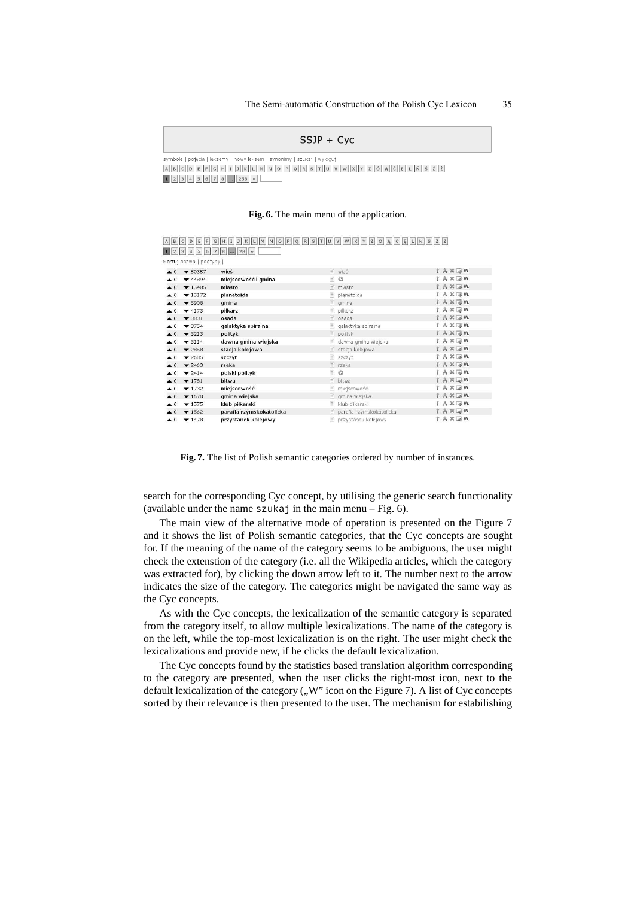SSJP + Cyc

symbole | pojęcia | leksemy | nowy leksem | synonimy | szukaj | wyloguj

A B C D E F G H I J K L M N O P Q R S T U V W X Y Z Ó Ą Ć Ę Ł Ń Ś Ź Ż

1 2 3 4 5 6 7 8 ... 258 »

**Fig. 6.** The main menu of the application.

A B C D E F G H I J K L M N O P Q R S T U V W X Y Z Ó Ą Ć Ę Ł Ń Ś Ź Ż

1 2 3 4 5 6 7 8 ... 28 »

Sortuj nazwa | podtypy |

| | | | | |
|---|---|---|---|---|
| ▲0 | ▼50357 | wieś | wieś | W. |
| ▲0 | ▼44894 | miejscowość i gmina | | W. |
| ▲0 | ▼15485 | miasto | miasto | W. |
| ▲0 | ▼15172 | planetoida | planetoida | W. |
| ▲0 | ▼5908 | gmina | gmina | W. |
| ▲0 | ▼4173 | piłkarz | piłkarz | W. |
| ▲0 | ▼3831 | osada | osada | W. |
| ▲0 | ▼3754 | galaktyka spiralna | galaktyka spiralna | W. |
| ▲0 | ▼3213 | polityk | polityk | W. |
| ▲0 | ▼3114 | dawna gmina wiejska | dawna gmina wiejska | W. |
| ▲0 | ▼2858 | stacja kolejowa | stacja kolejowa | W. |
| ▲0 | ▼2685 | szczyt | szczyt | W. |
| ▲0 | ▼2463 | rzeka | rzeka | W. |
| ▲0 | ▼2414 | polski polityk | | W. |
| ▲0 | ▼1781 | bitwa | bitwa | W. |
| ▲0 | ▼1732 | miejscowość | miejscowość | W. |
| ▲0 | ▼1678 | gmina wiejska | gmina wiejska | W. |
| ▲0 | ▼1575 | klub piłkarski | klub piłkarski | W. |
| ▲0 | ▼1562 | parafia rzymskokatolicka | parafia rzymskokatolicka | W. |
| ▲0 | ▼1478 | przystanek kolejowy | przystanek kolejowy | W. |

**Fig. 7.** The list of Polish semantic categories ordered by number of instances.

search for the corresponding Cyc concept, by utilising the generic search functionality (available under the name `szukaj` in the main menu – Fig. 6).

The main view of the alternative mode of operation is presented on the Figure 7 and it shows the list of Polish semantic categories, that the Cyc concepts are sought for. If the meaning of the name of the category seems to be ambiguous, the user might check the extenstion of the category (i.e. all the Wikipedia articles, which the category was extracted for), by clicking the down arrow left to it. The number next to the arrow indicates the size of the category. The categories might be navigated the same way as the Cyc concepts.

As with the Cyc concepts, the lexicalization of the semantic category is separated from the category itself, to allow multiple lexicalizations. The name of the category is on the left, while the top-most lexicalization is on the right. The user might check the lexicalizations and provide new, if he clicks the default lexicalization.

The Cyc concepts found by the statistics based translation algorithm corresponding to the category are presented, when the user clicks the right-most icon, next to the default lexicalization of the category („W" icon on the Figure 7). A list of Cyc concepts sorted by their relevance is then presented to the user. The mechanism for estabilishing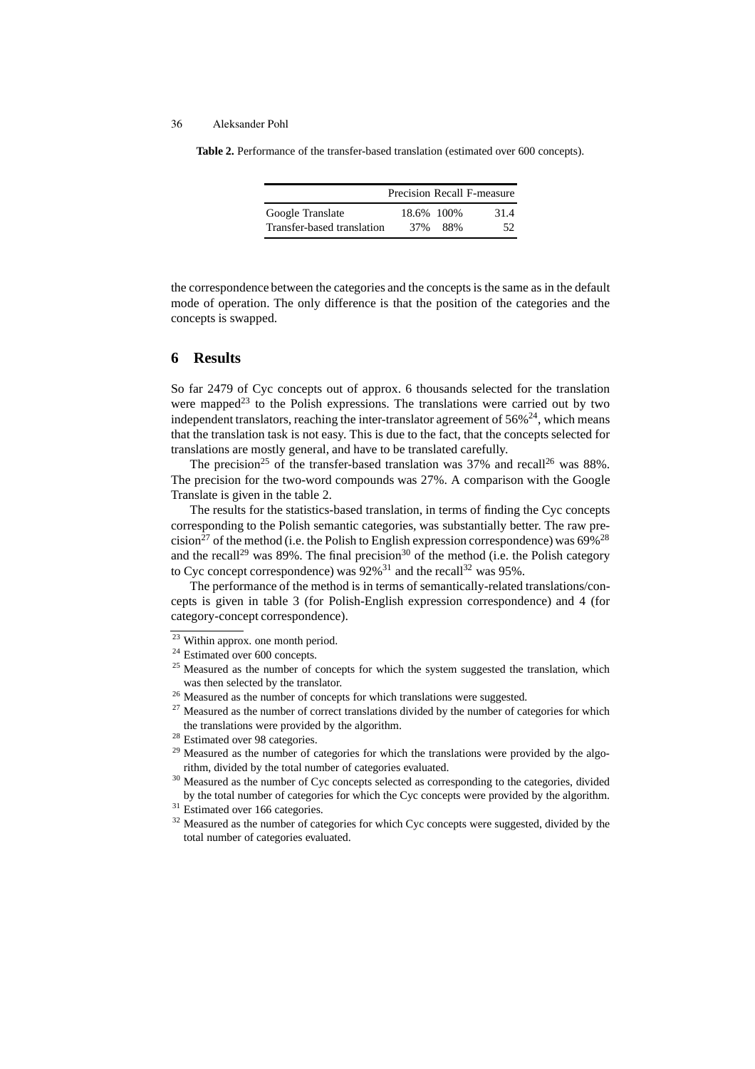**Table 2.** Performance of the transfer-based translation (estimated over 600 concepts).

| | Precision | Recall | F-measure |
|---|---|---|---|
| Google Translate | 18.6% | 100% | 31.4 |
| Transfer-based translation | 37% | 88% | 52 |

the correspondence between the categories and the concepts is the same as in the default mode of operation. The only difference is that the position of the categories and the concepts is swapped.

## 6 Results

So far 2479 of Cyc concepts out of approx. 6 thousands selected for the translation were mapped[23] to the Polish expressions. The translations were carried out by two independent translators, reaching the inter-translator agreement of 56%[24], which means that the translation task is not easy. This is due to the fact, that the concepts selected for translations are mostly general, and have to be translated carefully.

The precision[25] of the transfer-based translation was 37% and recall[26] was 88%. The precision for the two-word compounds was 27%. A comparison with the Google Translate is given in the table 2.

The results for the statistics-based translation, in terms of finding the Cyc concepts corresponding to the Polish semantic categories, was substantially better. The raw precision[27] of the method (i.e. the Polish to English expression correspondence) was 69%[28] and the recall[29] was 89%. The final precision[30] of the method (i.e. the Polish category to Cyc concept correspondence) was 92%[31] and the recall[32] was 95%.

The performance of the method is in terms of semantically-related translations/concepts is given in table 3 (for Polish-English expression correspondence) and 4 (for category-concept correspondence).

[23] Within approx. one month period.

[24] Estimated over 600 concepts.

[25] Measured as the number of concepts for which the system suggested the translation, which was then selected by the translator.

[26] Measured as the number of concepts for which translations were suggested.

[27] Measured as the number of correct translations divided by the number of categories for which the translations were provided by the algorithm.

[28] Estimated over 98 categories.

[29] Measured as the number of categories for which the translations were provided by the algorithm, divided by the total number of categories evaluated.

[30] Measured as the number of Cyc concepts selected as corresponding to the categories, divided by the total number of categories for which the Cyc concepts were provided by the algorithm.

[31] Estimated over 166 categories.

[32] Measured as the number of categories for which Cyc concepts were suggested, divided by the total number of categories evaluated.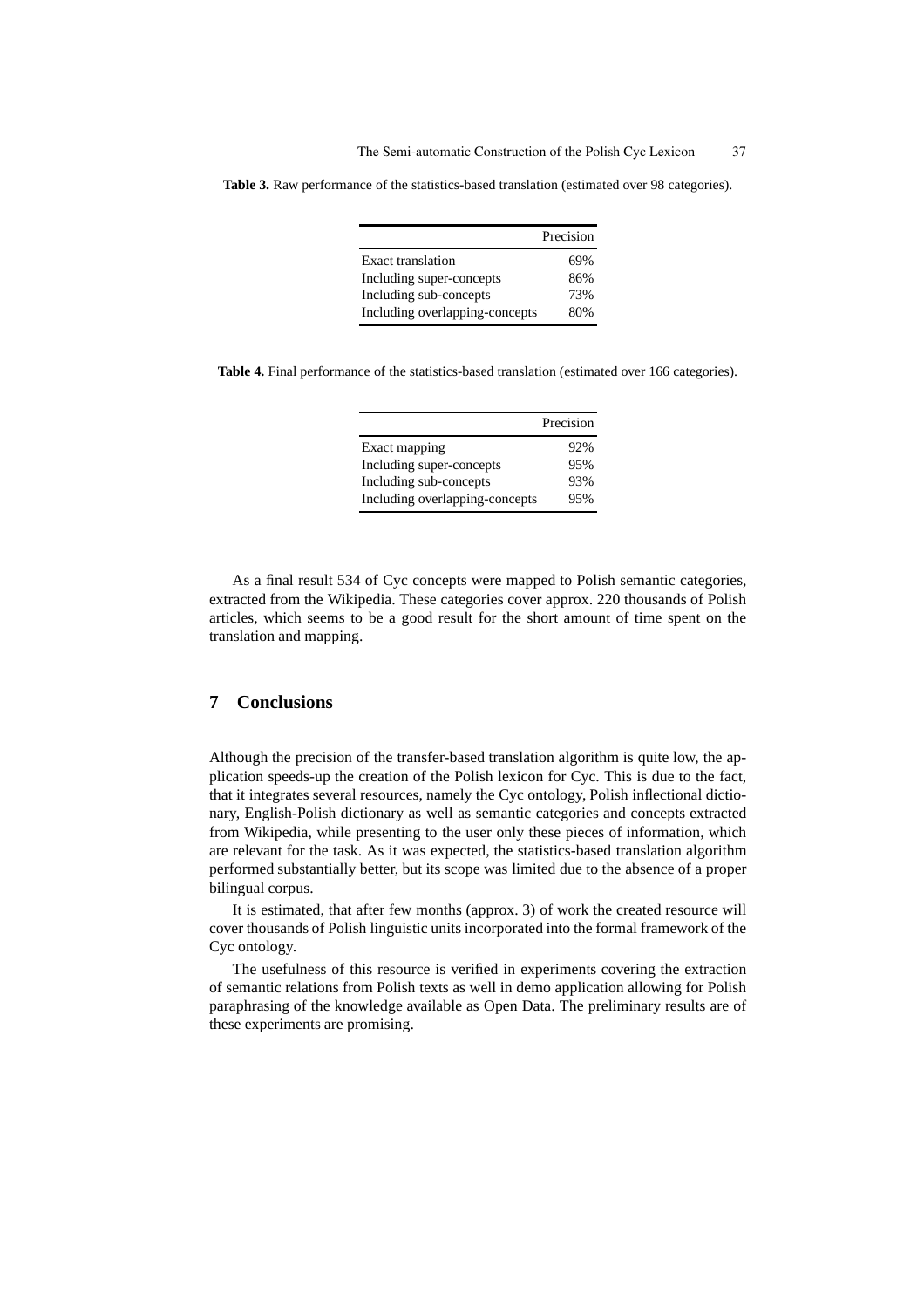**Table 3.** Raw performance of the statistics-based translation (estimated over 98 categories).

| | Precision |
|---|---|
| Exact translation | 69% |
| Including super-concepts | 86% |
| Including sub-concepts | 73% |
| Including overlapping-concepts | 80% |

**Table 4.** Final performance of the statistics-based translation (estimated over 166 categories).

| | Precision |
|---|---|
| Exact mapping | 92% |
| Including super-concepts | 95% |
| Including sub-concepts | 93% |
| Including overlapping-concepts | 95% |

As a final result 534 of Cyc concepts were mapped to Polish semantic categories, extracted from the Wikipedia. These categories cover approx. 220 thousands of Polish articles, which seems to be a good result for the short amount of time spent on the translation and mapping.

## 7 Conclusions

Although the precision of the transfer-based translation algorithm is quite low, the application speeds-up the creation of the Polish lexicon for Cyc. This is due to the fact, that it integrates several resources, namely the Cyc ontology, Polish inflectional dictionary, English-Polish dictionary as well as semantic categories and concepts extracted from Wikipedia, while presenting to the user only these pieces of information, which are relevant for the task. As it was expected, the statistics-based translation algorithm performed substantially better, but its scope was limited due to the absence of a proper bilingual corpus.

It is estimated, that after few months (approx. 3) of work the created resource will cover thousands of Polish linguistic units incorporated into the formal framework of the Cyc ontology.

The usefulness of this resource is verified in experiments covering the extraction of semantic relations from Polish texts as well in demo application allowing for Polish paraphrasing of the knowledge available as Open Data. The preliminary results are of these experiments are promising.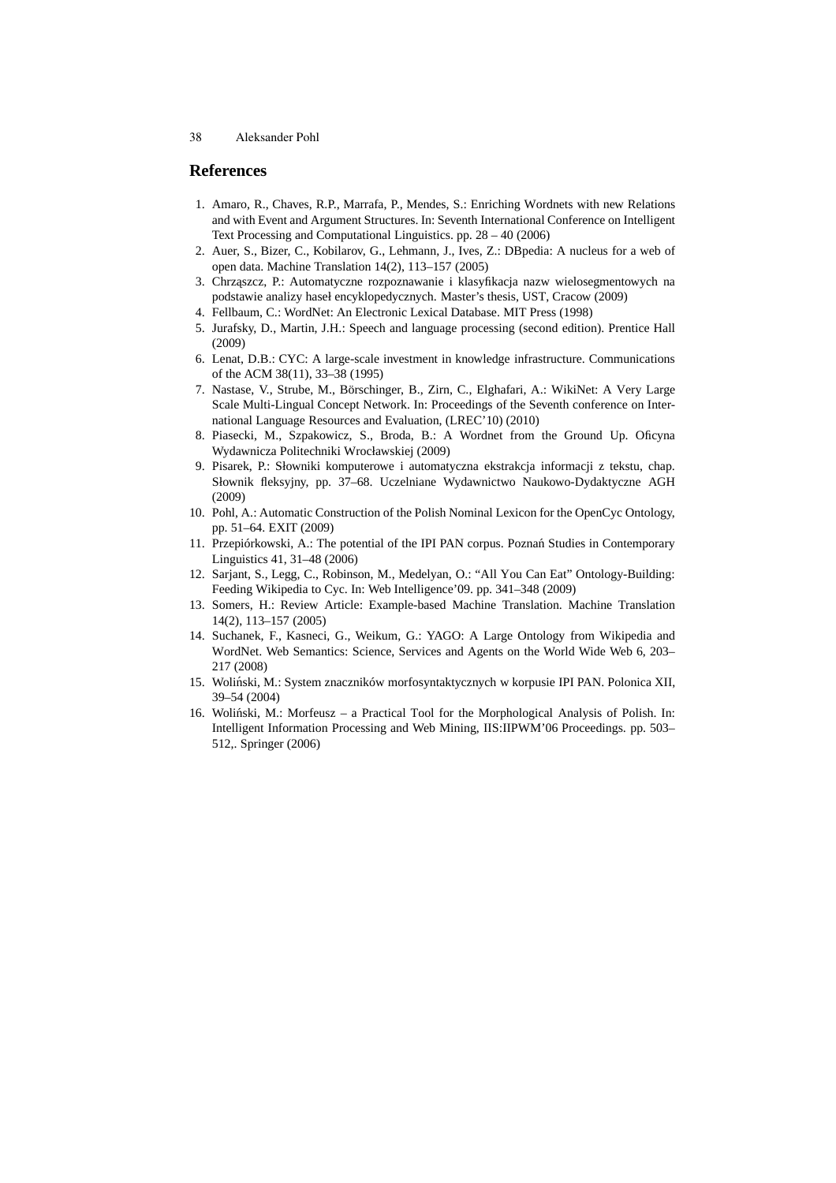## References

1. Amaro, R., Chaves, R.P., Marrafa, P., Mendes, S.: Enriching Wordnets with new Relations and with Event and Argument Structures. In: Seventh International Conference on Intelligent Text Processing and Computational Linguistics. pp. 28 – 40 (2006)
2. Auer, S., Bizer, C., Kobilarov, G., Lehmann, J., Ives, Z.: DBpedia: A nucleus for a web of open data. Machine Translation 14(2), 113–157 (2005)
3. Chrząszcz, P.: Automatyczne rozpoznawanie i klasyfikacja nazw wielosegmentowych na podstawie analizy haseł encyklopedycznych. Master's thesis, UST, Cracow (2009)
4. Fellbaum, C.: WordNet: An Electronic Lexical Database. MIT Press (1998)
5. Jurafsky, D., Martin, J.H.: Speech and language processing (second edition). Prentice Hall (2009)
6. Lenat, D.B.: CYC: A large-scale investment in knowledge infrastructure. Communications of the ACM 38(11), 33–38 (1995)
7. Nastase, V., Strube, M., Börschinger, B., Zirn, C., Elghafari, A.: WikiNet: A Very Large Scale Multi-Lingual Concept Network. In: Proceedings of the Seventh conference on International Language Resources and Evaluation, (LREC'10) (2010)
8. Piasecki, M., Szpakowicz, S., Broda, B.: A Wordnet from the Ground Up. Oficyna Wydawnicza Politechniki Wrocławskiej (2009)
9. Pisarek, P.: Słowniki komputerowe i automatyczna ekstrakcja informacji z tekstu, chap. Słownik fleksyjny, pp. 37–68. Uczelniane Wydawnictwo Naukowo-Dydaktyczne AGH (2009)
10. Pohl, A.: Automatic Construction of the Polish Nominal Lexicon for the OpenCyc Ontology, pp. 51–64. EXIT (2009)
11. Przepiórkowski, A.: The potential of the IPI PAN corpus. Poznań Studies in Contemporary Linguistics 41, 31–48 (2006)
12. Sarjant, S., Legg, C., Robinson, M., Medelyan, O.: "All You Can Eat" Ontology-Building: Feeding Wikipedia to Cyc. In: Web Intelligence'09. pp. 341–348 (2009)
13. Somers, H.: Review Article: Example-based Machine Translation. Machine Translation 14(2), 113–157 (2005)
14. Suchanek, F., Kasneci, G., Weikum, G.: YAGO: A Large Ontology from Wikipedia and WordNet. Web Semantics: Science, Services and Agents on the World Wide Web 6, 203–217 (2008)
15. Woliński, M.: System znaczników morfosyntaktycznych w korpusie IPI PAN. Polonica XII, 39–54 (2004)
16. Woliński, M.: Morfeusz – a Practical Tool for the Morphological Analysis of Polish. In: Intelligent Information Processing and Web Mining, IIS:IIPWM'06 Proceedings. pp. 503–512,. Springer (2006)